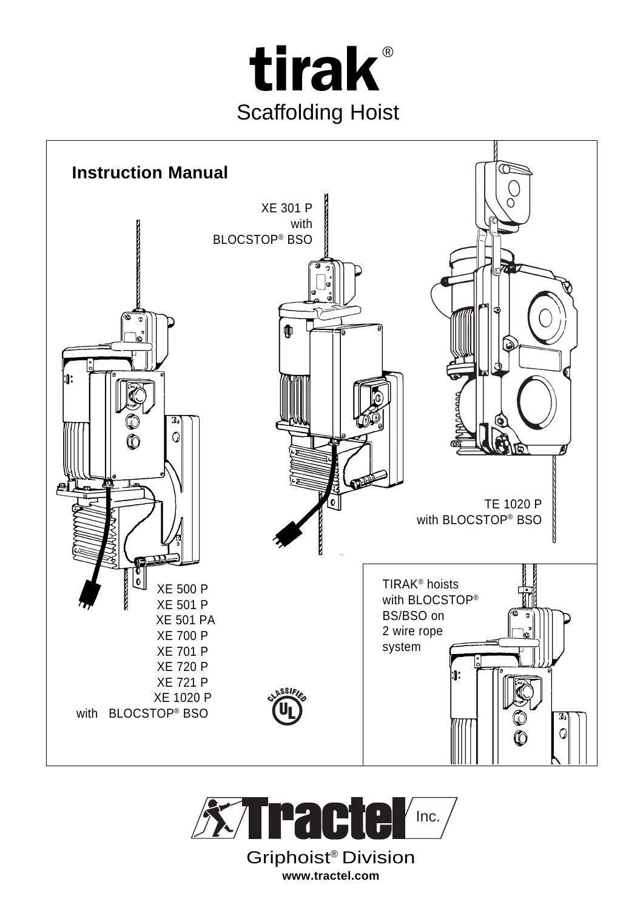# tirak®

## Scaffolding Hoist

## Instruction Manual

XE 301 P
with
BLOCSTOP® BSO

TE 1020 P
with BLOCSTOP® BSO

XE 500 P
XE 501 P
XE 501 PA
XE 700 P
XE 701 P
XE 720 P
XE 721 P
XE 1020 P
with BLOCSTOP® BSO

TIRAK® hoists
with BLOCSTOP®
BS/BSO on
2 wire rope
system

CLASSIFIED UL

Tractel Inc.

Griphoist® Division

**www.tractel.com**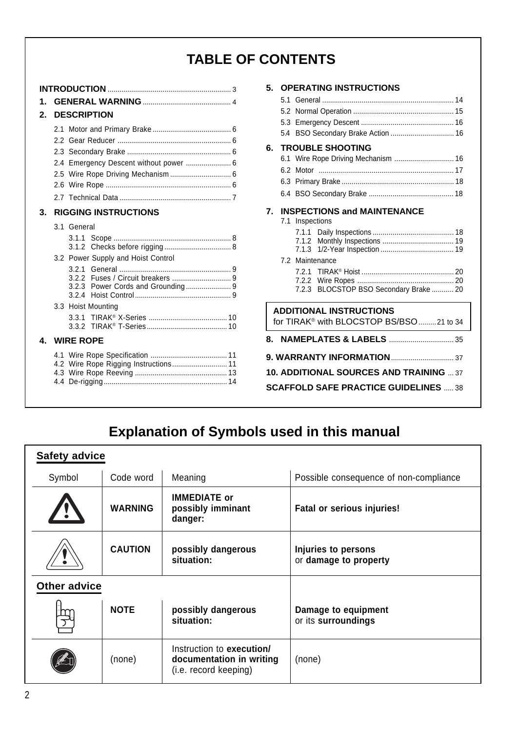# TABLE OF CONTENTS

**INTRODUCTION** .......... 3

**1. GENERAL WARNING** .......... 4

**2. DESCRIPTION**

- 2.1 Motor and Primary Brake .......... 6
- 2.2 Gear Reducer .......... 6
- 2.3 Secondary Brake .......... 6
- 2.4 Emergency Descent without power .......... 6
- 2.5 Wire Rope Driving Mechanism .......... 6
- 2.6 Wire Rope .......... 6
- 2.7 Technical Data .......... 7

**3. RIGGING INSTRUCTIONS**

- 3.1 General
  - 3.1.1 Scope .......... 8
  - 3.1.2 Checks before rigging .......... 8
- 3.2 Power Supply and Hoist Control
  - 3.2.1 General .......... 9
  - 3.2.2 Fuses / Circuit breakers .......... 9
  - 3.2.3 Power Cords and Grounding .......... 9
  - 3.2.4 Hoist Control .......... 9
- 3.3 Hoist Mounting
  - 3.3.1 TIRAK® X-Series .......... 10
  - 3.3.2 TIRAK® T-Series .......... 10

**4. WIRE ROPE**

- 4.1 Wire Rope Specification .......... 11
- 4.2 Wire Rope Rigging Instructions .......... 11
- 4.3 Wire Rope Reeving .......... 13
- 4.4 De-rigging .......... 14

**5. OPERATING INSTRUCTIONS**

- 5.1 General .......... 14
- 5.2 Normal Operation .......... 15
- 5.3 Emergency Descent .......... 16
- 5.4 BSO Secondary Brake Action .......... 16

**6. TROUBLE SHOOTING**

- 6.1 Wire Rope Driving Mechanism .......... 16
- 6.2 Motor .......... 17
- 6.3 Primary Brake .......... 18
- 6.4 BSO Secondary Brake .......... 18

**7. INSPECTIONS and MAINTENANCE**

- 7.1 Inspections
  - 7.1.1 Daily Inspections .......... 18
  - 7.1.2 Monthly Inspections .......... 19
  - 7.1.3 1/2-Year Inspection .......... 19
- 7.2 Maintenance
  - 7.2.1 TIRAK® Hoist .......... 20
  - 7.2.2 Wire Ropes .......... 20
  - 7.2.3 BLOCSTOP BSO Secondary Brake .......... 20

**ADDITIONAL INSTRUCTIONS**
for TIRAK® with BLOCSTOP BS/BSO .......... 21 to 34

**8. NAMEPLATES & LABELS** .......... 35

**9. WARRANTY INFORMATION** .......... 37

**10. ADDITIONAL SOURCES AND TRAINING** .......... 37

**SCAFFOLD SAFE PRACTICE GUIDELINES** .......... 38

# Explanation of Symbols used in this manual

**Safety advice**

| Symbol | Code word | Meaning | Possible consequence of non-compliance |
|---|---|---|---|
| ⚠ (filled) | **WARNING** | **IMMEDIATE or possibly imminant danger:** | **Fatal or serious injuries!** |
| ⚠ (outline) | **CAUTION** | **possibly dangerous situation:** | **Injuries to persons** or **damage to property** |

**Other advice**

| Symbol | Code word | Meaning | Possible consequence of non-compliance |
|---|---|---|---|
| (hand) | **NOTE** | **possibly dangerous situation:** | **Damage to equipment** or its **surroundings** |
| (writing) | (none) | Instruction to **execution/ documentation in writing** (i.e. record keeping) | (none) |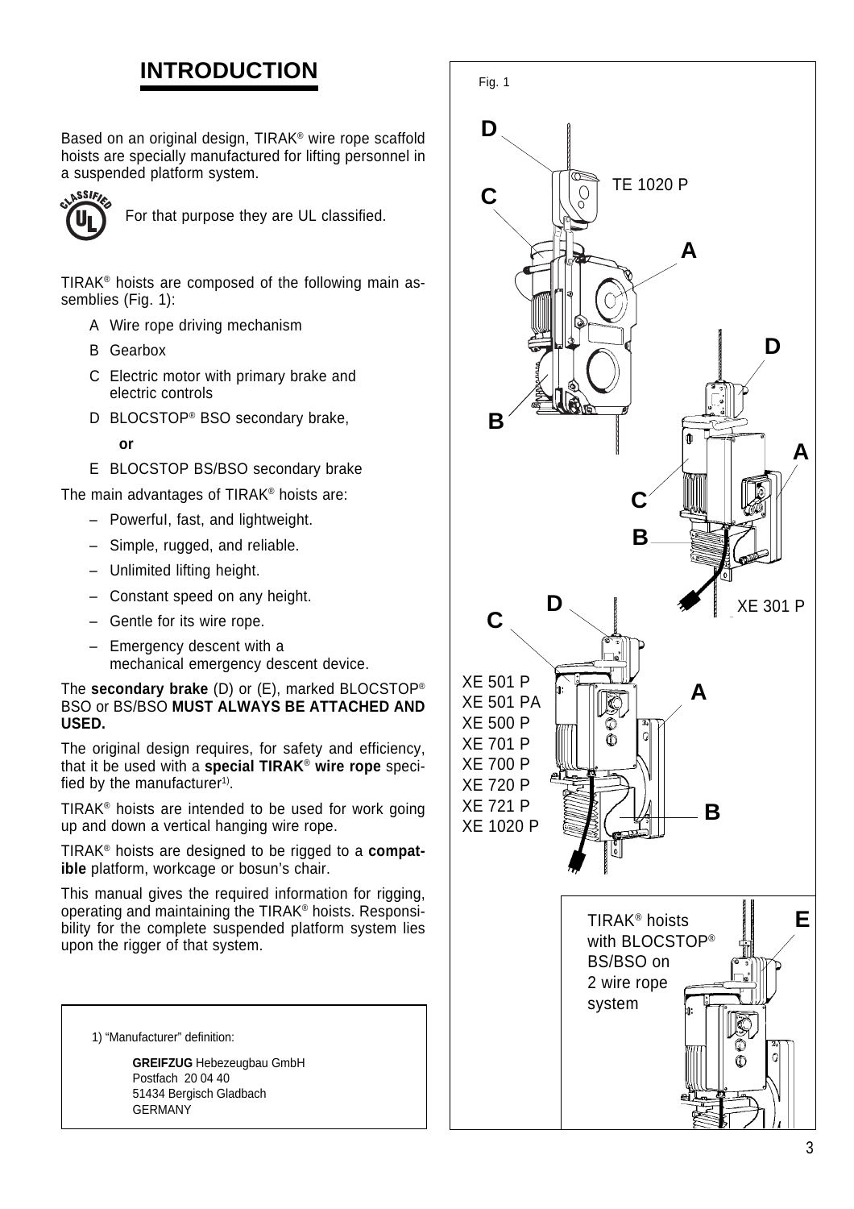# INTRODUCTION

Based on an original design, TIRAK® wire rope scaffold hoists are specially manufactured for lifting personnel in a suspended platform system.

For that purpose they are UL classified.

TIRAK® hoists are composed of the following main assemblies (Fig. 1):

- A Wire rope driving mechanism
- B Gearbox
- C Electric motor with primary brake and electric controls
- D BLOCSTOP® BSO secondary brake,

  **or**
- E BLOCSTOP BS/BSO secondary brake

The main advantages of TIRAK® hoists are:

- Powerful, fast, and lightweight.
- Simple, rugged, and reliable.
- Unlimited lifting height.
- Constant speed on any height.
- Gentle for its wire rope.
- Emergency descent with a mechanical emergency descent device.

The **secondary brake** (D) or (E), marked BLOCSTOP® BSO or BS/BSO **MUST ALWAYS BE ATTACHED AND USED.**

The original design requires, for safety and efficiency, that it be used with a **special TIRAK® wire rope** specified by the manufacturer[1].

TIRAK® hoists are intended to be used for work going up and down a vertical hanging wire rope.

TIRAK® hoists are designed to be rigged to a **compatible** platform, workcage or bosun's chair.

This manual gives the required information for rigging, operating and maintaining the TIRAK® hoists. Responsibility for the complete suspended platform system lies upon the rigger of that system.

1) "Manufacturer" definition:

**GREIFZUG** Hebezeugbau GmbH
Postfach 20 04 40
51434 Bergisch Gladbach
GERMANY

Fig. 1

TE 1020 P

XE 301 P

XE 501 P
XE 501 PA
XE 500 P
XE 701 P
XE 700 P
XE 720 P
XE 721 P
XE 1020 P

TIRAK® hoists with BLOCSTOP® BS/BSO on 2 wire rope system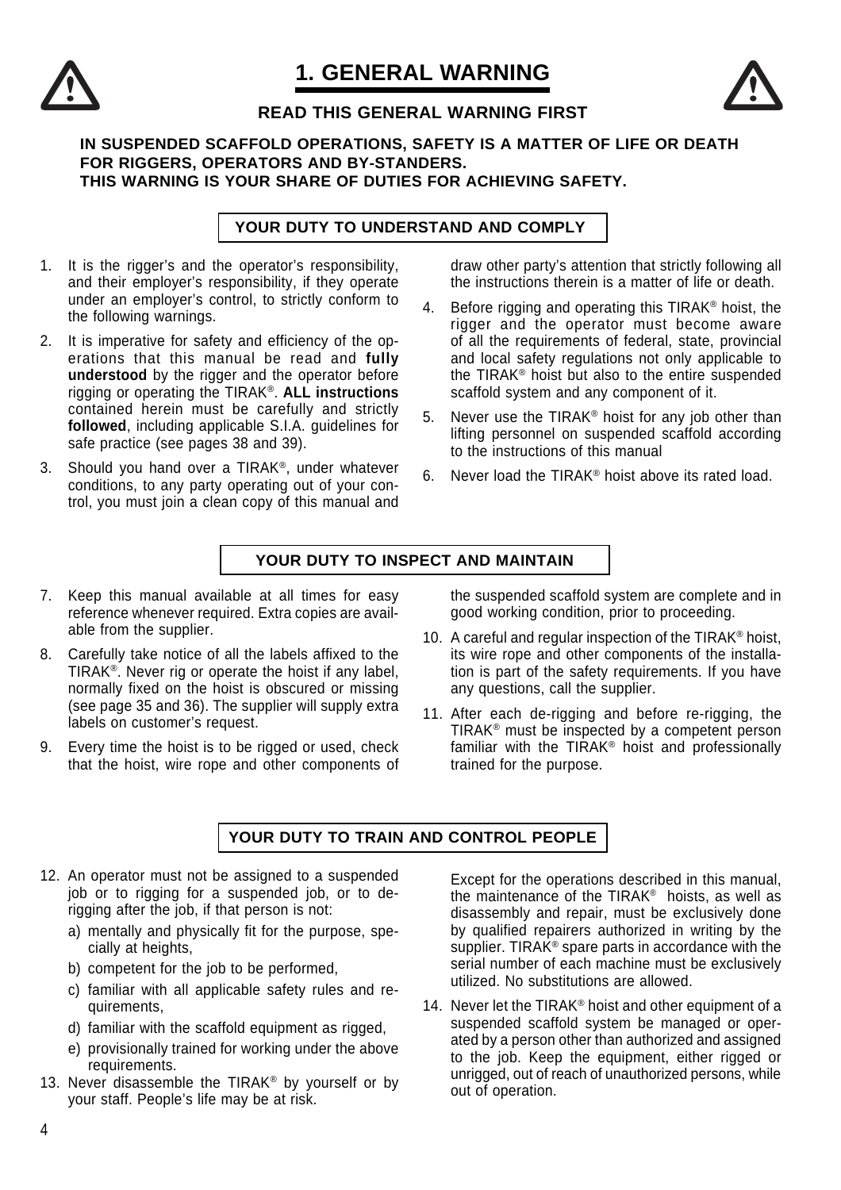# 1. GENERAL WARNING

**READ THIS GENERAL WARNING FIRST**

**IN SUSPENDED SCAFFOLD OPERATIONS, SAFETY IS A MATTER OF LIFE OR DEATH FOR RIGGERS, OPERATORS AND BY-STANDERS.**
**THIS WARNING IS YOUR SHARE OF DUTIES FOR ACHIEVING SAFETY.**

## YOUR DUTY TO UNDERSTAND AND COMPLY

1. It is the rigger's and the operator's responsibility, and their employer's responsibility, if they operate under an employer's control, to strictly conform to the following warnings.
2. It is imperative for safety and efficiency of the operations that this manual be read and **fully understood** by the rigger and the operator before rigging or operating the TIRAK®. **ALL instructions** contained herein must be carefully and strictly **followed**, including applicable S.I.A. guidelines for safe practice (see pages 38 and 39).
3. Should you hand over a TIRAK®, under whatever conditions, to any party operating out of your control, you must join a clean copy of this manual and draw other party's attention that strictly following all the instructions therein is a matter of life or death.
4. Before rigging and operating this TIRAK® hoist, the rigger and the operator must become aware of all the requirements of federal, state, provincial and local safety regulations not only applicable to the TIRAK® hoist but also to the entire suspended scaffold system and any component of it.
5. Never use the TIRAK® hoist for any job other than lifting personnel on suspended scaffold according to the instructions of this manual
6. Never load the TIRAK® hoist above its rated load.

## YOUR DUTY TO INSPECT AND MAINTAIN

7. Keep this manual available at all times for easy reference whenever required. Extra copies are available from the supplier.
8. Carefully take notice of all the labels affixed to the TIRAK®. Never rig or operate the hoist if any label, normally fixed on the hoist is obscured or missing (see page 35 and 36). The supplier will supply extra labels on customer's request.
9. Every time the hoist is to be rigged or used, check that the hoist, wire rope and other components of the suspended scaffold system are complete and in good working condition, prior to proceeding.
10. A careful and regular inspection of the TIRAK® hoist, its wire rope and other components of the installation is part of the safety requirements. If you have any questions, call the supplier.
11. After each de-rigging and before re-rigging, the TIRAK® must be inspected by a competent person familiar with the TIRAK® hoist and professionally trained for the purpose.

## YOUR DUTY TO TRAIN AND CONTROL PEOPLE

12. An operator must not be assigned to a suspended job or to rigging for a suspended job, or to de-rigging after the job, if that person is not:
    a) mentally and physically fit for the purpose, specially at heights,
    b) competent for the job to be performed,
    c) familiar with all applicable safety rules and requirements,
    d) familiar with the scaffold equipment as rigged,
    e) provisionally trained for working under the above requirements.
13. Never disassemble the TIRAK® by yourself or by your staff. People's life may be at risk.

    Except for the operations described in this manual, the maintenance of the TIRAK® hoists, as well as disassembly and repair, must be exclusively done by qualified repairers authorized in writing by the supplier. TIRAK® spare parts in accordance with the serial number of each machine must be exclusively utilized. No substitutions are allowed.
14. Never let the TIRAK® hoist and other equipment of a suspended scaffold system be managed or operated by a person other than authorized and assigned to the job. Keep the equipment, either rigged or unrigged, out of reach of unauthorized persons, while out of operation.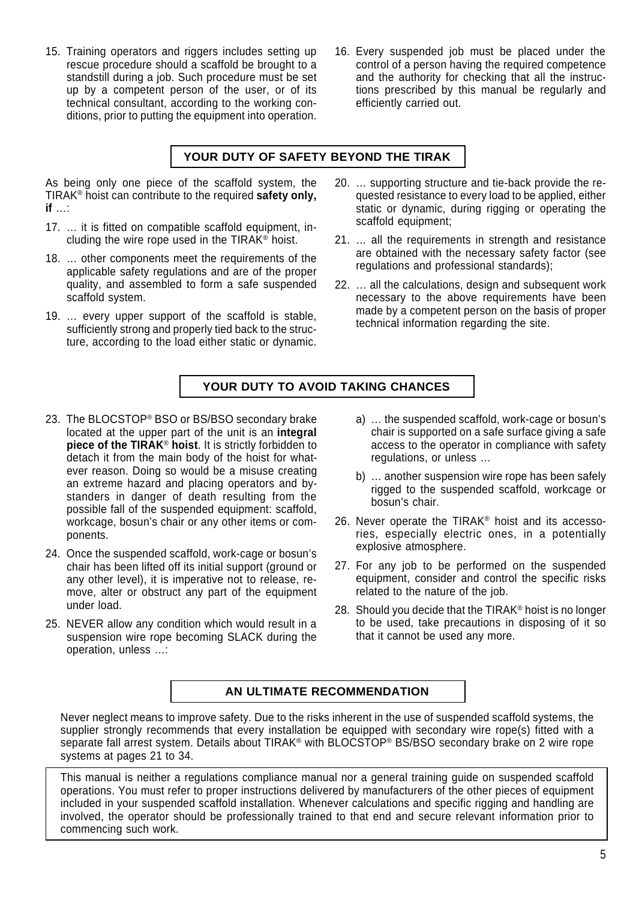15. Training operators and riggers includes setting up rescue procedure should a scaffold be brought to a standstill during a job. Such procedure must be set up by a competent person of the user, or of its technical consultant, according to the working conditions, prior to putting the equipment into operation.

16. Every suspended job must be placed under the control of a person having the required competence and the authority for checking that all the instructions prescribed by this manual be regularly and efficiently carried out.

## YOUR DUTY OF SAFETY BEYOND THE TIRAK

As being only one piece of the scaffold system, the TIRAK® hoist can contribute to the required **safety only, if** …:

17. … it is fitted on compatible scaffold equipment, including the wire rope used in the TIRAK® hoist.

18. … other components meet the requirements of the applicable safety regulations and are of the proper quality, and assembled to form a safe suspended scaffold system.

19. … every upper support of the scaffold is stable, sufficiently strong and properly tied back to the structure, according to the load either static or dynamic.

20. … supporting structure and tie-back provide the requested resistance to every load to be applied, either static or dynamic, during rigging or operating the scaffold equipment;

21. … all the requirements in strength and resistance are obtained with the necessary safety factor (see regulations and professional standards);

22. … all the calculations, design and subsequent work necessary to the above requirements have been made by a competent person on the basis of proper technical information regarding the site.

## YOUR DUTY TO AVOID TAKING CHANCES

23. The BLOCSTOP® BSO or BS/BSO secondary brake located at the upper part of the unit is an **integral piece of the TIRAK® hoist**. It is strictly forbidden to detach it from the main body of the hoist for whatever reason. Doing so would be a misuse creating an extreme hazard and placing operators and bystanders in danger of death resulting from the possible fall of the suspended equipment: scaffold, workcage, bosun's chair or any other items or components.

24. Once the suspended scaffold, work-cage or bosun's chair has been lifted off its initial support (ground or any other level), it is imperative not to release, remove, alter or obstruct any part of the equipment under load.

25. NEVER allow any condition which would result in a suspension wire rope becoming SLACK during the operation, unless …:

    a) … the suspended scaffold, work-cage or bosun's chair is supported on a safe surface giving a safe access to the operator in compliance with safety regulations, or unless …

    b) … another suspension wire rope has been safely rigged to the suspended scaffold, workcage or bosun's chair.

26. Never operate the TIRAK® hoist and its accessories, especially electric ones, in a potentially explosive atmosphere.

27. For any job to be performed on the suspended equipment, consider and control the specific risks related to the nature of the job.

28. Should you decide that the TIRAK® hoist is no longer to be used, take precautions in disposing of it so that it cannot be used any more.

## AN ULTIMATE RECOMMENDATION

Never neglect means to improve safety. Due to the risks inherent in the use of suspended scaffold systems, the supplier strongly recommends that every installation be equipped with secondary wire rope(s) fitted with a separate fall arrest system. Details about TIRAK® with BLOCSTOP® BS/BSO secondary brake on 2 wire rope systems at pages 21 to 34.

This manual is neither a regulations compliance manual nor a general training guide on suspended scaffold operations. You must refer to proper instructions delivered by manufacturers of the other pieces of equipment included in your suspended scaffold installation. Whenever calculations and specific rigging and handling are involved, the operator should be professionally trained to that end and secure relevant information prior to commencing such work.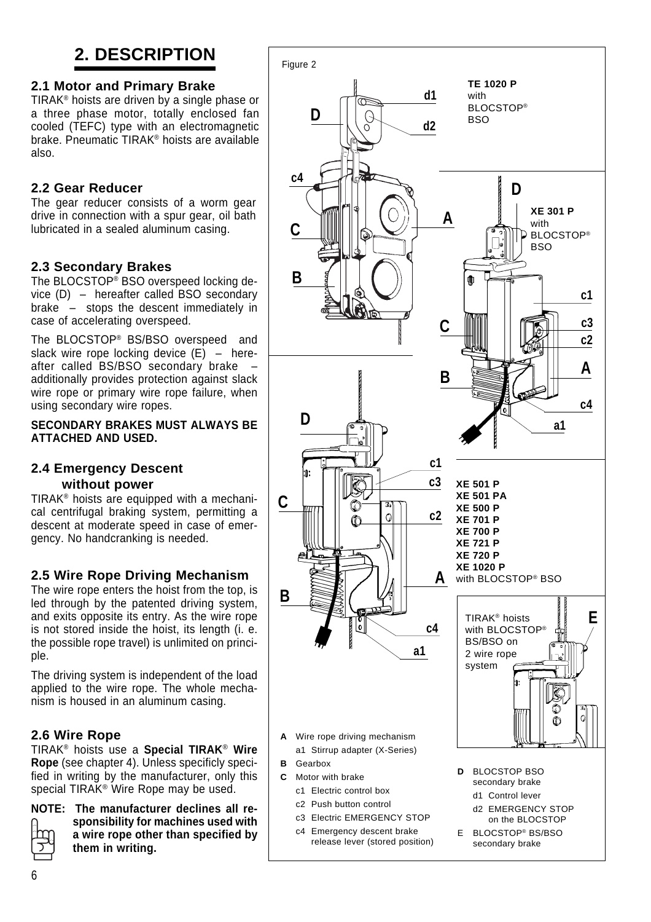# 2. DESCRIPTION

## 2.1 Motor and Primary Brake

TIRAK® hoists are driven by a single phase or a three phase motor, totally enclosed fan cooled (TEFC) type with an electromagnetic brake. Pneumatic TIRAK® hoists are available also.

## 2.2 Gear Reducer

The gear reducer consists of a worm gear drive in connection with a spur gear, oil bath lubricated in a sealed aluminum casing.

## 2.3 Secondary Brakes

The BLOCSTOP® BSO overspeed locking device (D) – hereafter called BSO secondary brake – stops the descent immediately in case of accelerating overspeed.

The BLOCSTOP® BS/BSO overspeed and slack wire rope locking device (E) – hereafter called BS/BSO secondary brake – additionally provides protection against slack wire rope or primary wire rope failure, when using secondary wire ropes.

**SECONDARY BRAKES MUST ALWAYS BE ATTACHED AND USED.**

## 2.4 Emergency Descent without power

TIRAK® hoists are equipped with a mechanical centrifugal braking system, permitting a descent at moderate speed in case of emergency. No handcranking is needed.

## 2.5 Wire Rope Driving Mechanism

The wire rope enters the hoist from the top, is led through by the patented driving system, and exits opposite its entry. As the wire rope is not stored inside the hoist, its length (i. e. the possible rope travel) is unlimited on principle.

The driving system is independent of the load applied to the wire rope. The whole mechanism is housed in an aluminum casing.

## 2.6 Wire Rope

TIRAK® hoists use a **Special TIRAK® Wire Rope** (see chapter 4). Unless specificly specified in writing by the manufacturer, only this special TIRAK® Wire Rope may be used.

**NOTE: The manufacturer declines all responsibility for machines used with a wire rope other than specified by them in writing.**

Figure 2

**TE 1020 P** with BLOCSTOP® BSO

**XE 301 P** with BLOCSTOP® BSO

**XE 501 P**
**XE 501 PA**
**XE 500 P**
**XE 701 P**
**XE 700 P**
**XE 721 P**
**XE 720 P**
**XE 1020 P**
with BLOCSTOP® BSO

TIRAK® hoists with BLOCSTOP® BS/BSO on 2 wire rope system

- **A** Wire rope driving mechanism
  - a1 Stirrup adapter (X-Series)
- **B** Gearbox
- **C** Motor with brake
  - c1 Electric control box
  - c2 Push button control
  - c3 Electric EMERGENCY STOP
  - c4 Emergency descent brake release lever (stored position)
- **D** BLOCSTOP BSO secondary brake
  - d1 Control lever
  - d2 EMERGENCY STOP on the BLOCSTOP
- E BLOCSTOP® BS/BSO secondary brake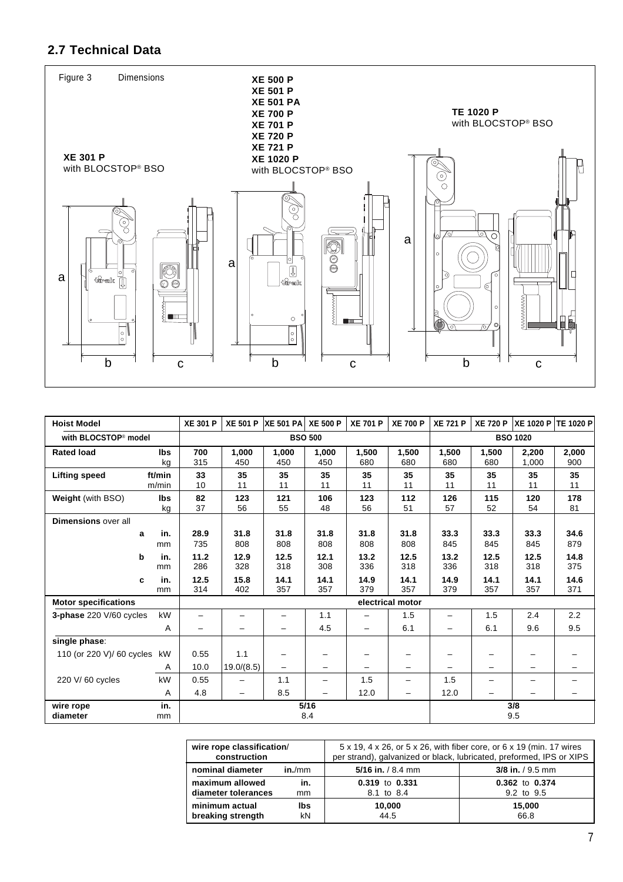## 2.7 Technical Data

Figure 3 Dimensions

XE 301 P with BLOCSTOP® BSO

XE 500 P
XE 501 P
XE 501 PA
XE 700 P
XE 701 P
XE 720 P
XE 721 P
XE 1020 P
with BLOCSTOP® BSO

TE 1020 P with BLOCSTOP® BSO

| Hoist Model | | XE 301 P | XE 501 P | XE 501 PA | XE 500 P | XE 701 P | XE 700 P | XE 721 P | XE 720 P | XE 1020 P | TE 1020 P |
|---|---|---|---|---|---|---|---|---|---|---|---|
| with BLOCSTOP® model | | BSO 500 | | | | | | BSO 1020 | | | |
| **Rated load** | **lbs** | **700** | **1,000** | **1,000** | **1,000** | **1,500** | **1,500** | **1,500** | **1,500** | **2,200** | **2,000** |
| | kg | 315 | 450 | 450 | 450 | 680 | 680 | 680 | 680 | 1,000 | 900 |
| **Lifting speed** | **ft/min** | **33** | **35** | **35** | **35** | **35** | **35** | **35** | **35** | **35** | **35** |
| | m/min | 10 | 11 | 11 | 11 | 11 | 11 | 11 | 11 | 11 | 11 |
| **Weight** (with BSO) | **lbs** | **82** | **123** | **121** | **106** | **123** | **112** | **126** | **115** | **120** | **178** |
| | kg | 37 | 56 | 55 | 48 | 56 | 51 | 57 | 52 | 54 | 81 |
| **Dimensions** over all | | | | | | | | | | | |
| **a** | **in.** | **28.9** | **31.8** | **31.8** | **31.8** | **31.8** | **31.8** | **33.3** | **33.3** | **33.3** | **34.6** |
| | mm | 735 | 808 | 808 | 808 | 808 | 808 | 845 | 845 | 845 | 879 |
| **b** | **in.** | **11.2** | **12.9** | **12.5** | **12.1** | **13.2** | **12.5** | **13.2** | **12.5** | **12.5** | **14.8** |
| | mm | 286 | 328 | 318 | 308 | 336 | 318 | 336 | 318 | 318 | 375 |
| **c** | **in.** | **12.5** | **15.8** | **14.1** | **14.1** | **14.9** | **14.1** | **14.9** | **14.1** | **14.1** | **14.6** |
| | mm | 314 | 402 | 357 | 357 | 379 | 357 | 379 | 357 | 357 | 371 |
| **Motor specifications** | | electrical motor | | | | | | | | | |
| **3-phase** 220 V/60 cycles | kW | – | – | – | 1.1 | – | 1.5 | – | 1.5 | 2.4 | 2.2 |
| | A | – | – | – | 4.5 | – | 6.1 | – | 6.1 | 9.6 | 9.5 |
| **single phase**: | | | | | | | | | | | |
| 110 (or 220 V)/ 60 cycles | kW | 0.55 | 1.1 | – | – | – | – | – | – | – | – |
| | A | 10.0 | 19.0/(8.5) | – | – | – | – | – | – | – | – |
| 220 V/ 60 cycles | kW | 0.55 | – | 1.1 | – | 1.5 | – | 1.5 | – | – | – |
| | A | 4.8 | – | 8.5 | – | 12.0 | – | 12.0 | – | – | – |
| **wire rope diameter** | **in.** / mm | **5/16** / 8.4 | | | | | | **3/8** / 9.5 | | | |

| wire rope classification/ construction | | 5 x 19, 4 x 26, or 5 x 26, with fiber core, or 6 x 19 (min. 17 wires per strand), galvanized or black, lubricated, preformed, IPS or XIPS | |
|---|---|---|---|
| **nominal diameter** | **in.**/mm | **5/16 in.** / 8.4 mm | **3/8 in.** / 9.5 mm |
| **maximum allowed diameter tolerances** | **in.** / mm | **0.319** to **0.331** / 8.1 to 8.4 | **0.362** to **0.374** / 9.2 to 9.5 |
| **minimum actual breaking strength** | **lbs** / kN | **10,000** / 44.5 | **15,000** / 66.8 |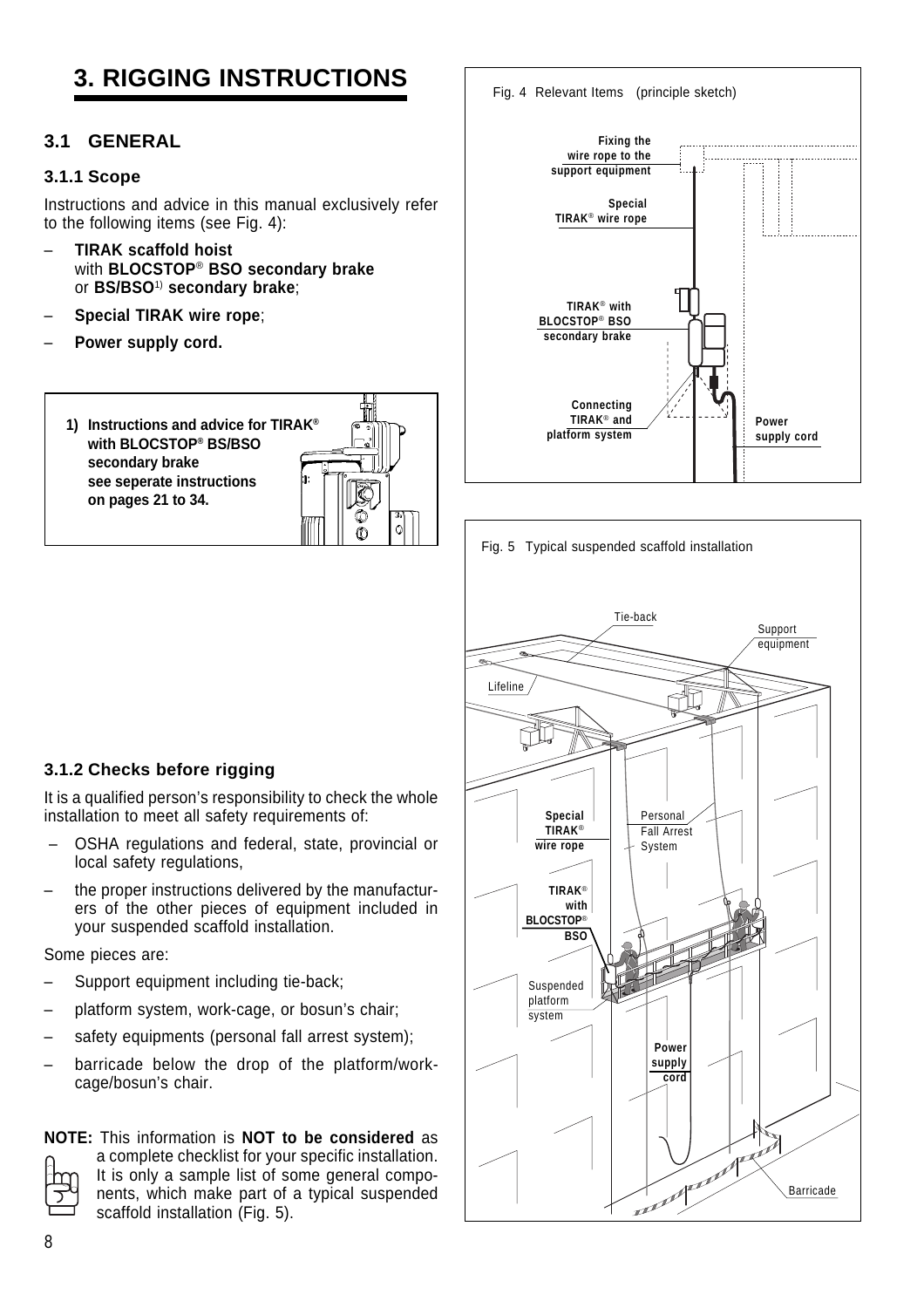# 3. RIGGING INSTRUCTIONS

## 3.1 GENERAL

### 3.1.1 Scope

Instructions and advice in this manual exclusively refer to the following items (see Fig. 4):

- **TIRAK scaffold hoist** with **BLOCSTOP® BSO secondary brake** or **BS/BSO**[1] **secondary brake**;
- **Special TIRAK wire rope**;
- **Power supply cord.**

> **1) Instructions and advice for TIRAK® with BLOCSTOP® BS/BSO secondary brake see seperate instructions on pages 21 to 34.**

Fig. 4 Relevant Items (principle sketch)

Fixing the wire rope to the support equipment

Special TIRAK® wire rope

TIRAK® with BLOCSTOP® BSO secondary brake

Connecting TIRAK® and platform system

Power supply cord

Fig. 5 Typical suspended scaffold installation

Tie-back

Support equipment

Lifeline

Special TIRAK® wire rope

Personal Fall Arrest System

TIRAK® with BLOCSTOP® BSO

Suspended platform system

Power supply cord

Barricade

### 3.1.2 Checks before rigging

It is a qualified person's responsibility to check the whole installation to meet all safety requirements of:

- OSHA regulations and federal, state, provincial or local safety regulations,
- the proper instructions delivered by the manufacturers of the other pieces of equipment included in your suspended scaffold installation.

Some pieces are:

- Support equipment including tie-back;
- platform system, work-cage, or bosun's chair;
- safety equipments (personal fall arrest system);
- barricade below the drop of the platform/work-cage/bosun's chair.

**NOTE:** This information is **NOT to be considered** as a complete checklist for your specific installation. It is only a sample list of some general components, which make part of a typical suspended scaffold installation (Fig. 5).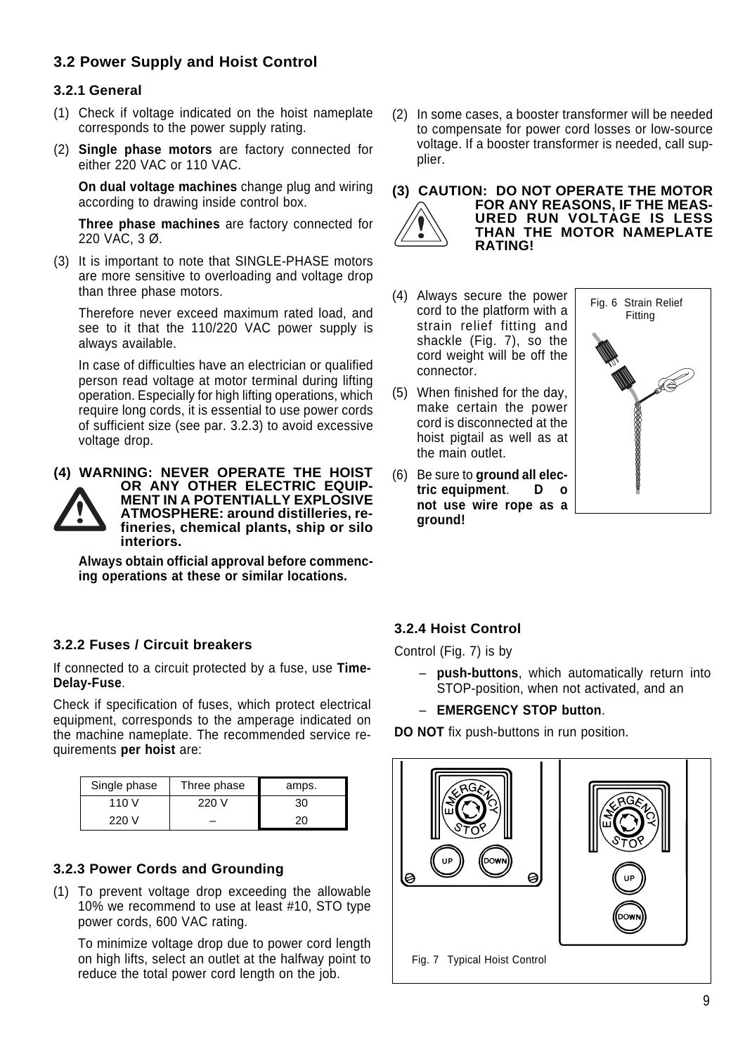## 3.2 Power Supply and Hoist Control

### 3.2.1 General

(1) Check if voltage indicated on the hoist nameplate corresponds to the power supply rating.

(2) **Single phase motors** are factory connected for either 220 VAC or 110 VAC.

**On dual voltage machines** change plug and wiring according to drawing inside control box.

**Three phase machines** are factory connected for 220 VAC, 3 Ø.

(3) It is important to note that SINGLE-PHASE motors are more sensitive to overloading and voltage drop than three phase motors.

Therefore never exceed maximum rated load, and see to it that the 110/220 VAC power supply is always available.

In case of difficulties have an electrician or qualified person read voltage at motor terminal during lifting operation. Especially for high lifting operations, which require long cords, it is essential to use power cords of sufficient size (see par. 3.2.3) to avoid excessive voltage drop.

**(4) WARNING: NEVER OPERATE THE HOIST OR ANY OTHER ELECTRIC EQUIPMENT IN A POTENTIALLY EXPLOSIVE ATMOSPHERE: around distilleries, refineries, chemical plants, ship or silo interiors.**

**Always obtain official approval before commencing operations at these or similar locations.**

(2) In some cases, a booster transformer will be needed to compensate for power cord losses or low-source voltage. If a booster transformer is needed, call supplier.

**(3) CAUTION: DO NOT OPERATE THE MOTOR FOR ANY REASONS, IF THE MEASURED RUN VOLTAGE IS LESS THAN THE MOTOR NAMEPLATE RATING!**

(4) Always secure the power cord to the platform with a strain relief fitting and shackle (Fig. 7), so the cord weight will be off the connector.

(5) When finished for the day, make certain the power cord is disconnected at the hoist pigtail as well as at the main outlet.

(6) Be sure to **ground all electric equipment**. **Do not use wire rope as a ground!**

Fig. 6 Strain Relief Fitting

### 3.2.2 Fuses / Circuit breakers

If connected to a circuit protected by a fuse, use **Time-Delay-Fuse**.

Check if specification of fuses, which protect electrical equipment, corresponds to the amperage indicated on the machine nameplate. The recommended service requirements **per hoist** are:

| Single phase | Three phase | amps. |
|---|---|---|
| 110 V | 220 V | 30 |
| 220 V | – | 20 |

### 3.2.3 Power Cords and Grounding

(1) To prevent voltage drop exceeding the allowable 10% we recommend to use at least #10, STO type power cords, 600 VAC rating.

To minimize voltage drop due to power cord length on high lifts, select an outlet at the halfway point to reduce the total power cord length on the job.

### 3.2.4 Hoist Control

Control (Fig. 7) is by

- **push-buttons**, which automatically return into STOP-position, when not activated, and an
- **EMERGENCY STOP button**.

**DO NOT** fix push-buttons in run position.

Fig. 7 Typical Hoist Control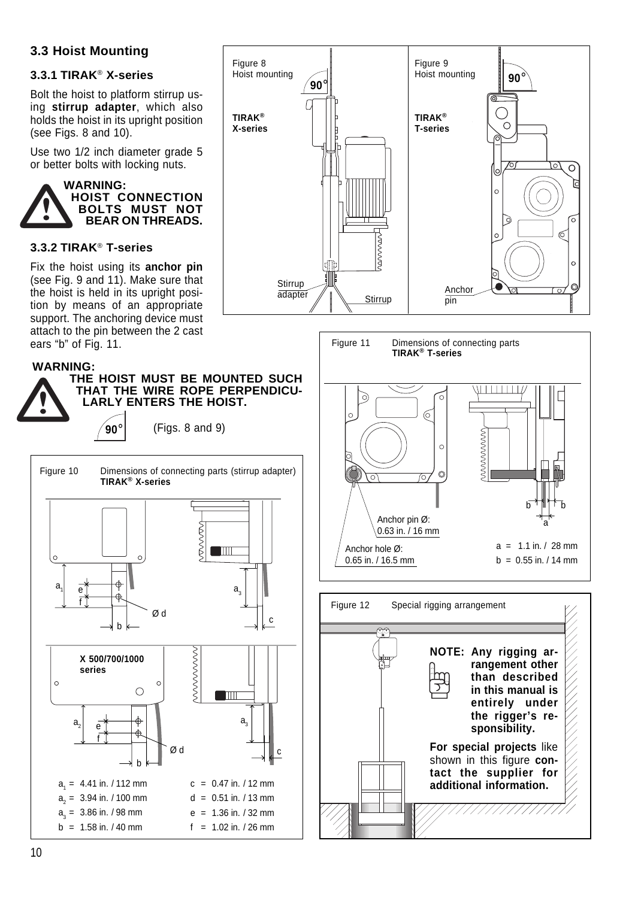## 3.3 Hoist Mounting

### 3.3.1 TIRAK® X-series

Bolt the hoist to platform stirrup using **stirrup adapter**, which also holds the hoist in its upright position (see Figs. 8 and 10).

Use two 1/2 inch diameter grade 5 or better bolts with locking nuts.

**WARNING:**
**HOIST CONNECTION BOLTS MUST NOT BEAR ON THREADS.**

### 3.3.2 TIRAK® T-series

Fix the hoist using its **anchor pin** (see Fig. 9 and 11). Make sure that the hoist is held in its upright position by means of an appropriate support. The anchoring device must attach to the pin between the 2 cast ears "b" of Fig. 11.

**WARNING:**
**THE HOIST MUST BE MOUNTED SUCH THAT THE WIRE ROPE PERPENDICULARLY ENTERS THE HOIST.**

90° (Figs. 8 and 9)

Figure 8 Hoist mounting **TIRAK® X-series** — 90°, Stirrup adapter, Stirrup

Figure 9 Hoist mounting **TIRAK® T-series** — 90°, Anchor pin

Figure 10 Dimensions of connecting parts (stirrup adapter) **TIRAK® X-series**

**X 500/700/1000 series**

| | |
|---|---|
| $a_1$ = 4.41 in. / 112 mm | c = 0.47 in. / 12 mm |
| $a_2$ = 3.94 in. / 100 mm | d = 0.51 in. / 13 mm |
| $a_3$ = 3.86 in. / 98 mm | e = 1.36 in. / 32 mm |
| b = 1.58 in. / 40 mm | f = 1.02 in. / 26 mm |

Figure 11 Dimensions of connecting parts **TIRAK® T-series**

Anchor pin Ø: 0.63 in. / 16 mm

Anchor hole Ø: 0.65 in. / 16.5 mm

a = 1.1 in. / 28 mm

b = 0.55 in. / 14 mm

Figure 12 Special rigging arrangement

**NOTE: Any rigging arrangement other than described in this manual is entirely under the rigger's responsibility.**

**For special projects** like shown in this figure **contact the supplier for additional information.**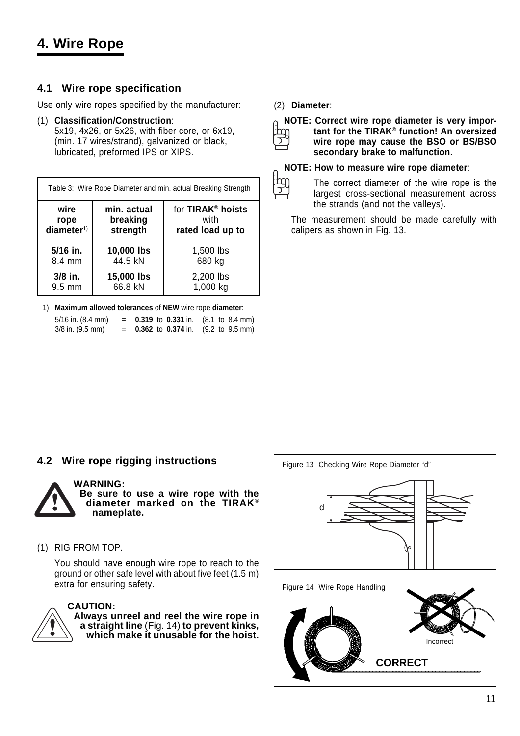# 4. Wire Rope

## 4.1 Wire rope specification

Use only wire ropes specified by the manufacturer:

(1) **Classification/Construction**:
5x19, 4x26, or 5x26, with fiber core, or 6x19, (min. 17 wires/strand), galvanized or black, lubricated, preformed IPS or XIPS.

Table 3: Wire Rope Diameter and min. actual Breaking Strength

| wire rope diameter[1)] | min. actual breaking strength | for **TIRAK® hoists** with **rated load up to** |
|---|---|---|
| **5/16 in.** 8.4 mm | **10,000 lbs** 44.5 kN | 1,500 lbs 680 kg |
| **3/8 in.** 9.5 mm | **15,000 lbs** 66.8 kN | 2,200 lbs 1,000 kg |

1) **Maximum allowed tolerances** of **NEW** wire rope **diameter**:

5/16 in. (8.4 mm) = **0.319** to **0.331** in. (8.1 to 8.4 mm)
3/8 in. (9.5 mm) = **0.362** to **0.374** in. (9.2 to 9.5 mm)

(2) **Diameter**:

**NOTE: Correct wire rope diameter is very important for the TIRAK® function! An oversized wire rope may cause the BSO or BS/BSO secondary brake to malfunction.**

**NOTE: How to measure wire rope diameter**:

The correct diameter of the wire rope is the largest cross-sectional measurement across the strands (and not the valleys).

The measurement should be made carefully with calipers as shown in Fig. 13.

## 4.2 Wire rope rigging instructions

**WARNING:**
**Be sure to use a wire rope with the diameter marked on the TIRAK® nameplate.**

(1) RIG FROM TOP.

You should have enough wire rope to reach to the ground or other safe level with about five feet (1.5 m) extra for ensuring safety.

**CAUTION:**
**Always unreel and reel the wire rope in a straight line** (Fig. 14) **to prevent kinks, which make it unusable for the hoist.**

Figure 13 Checking Wire Rope Diameter "d"

d

Figure 14 Wire Rope Handling

Incorrect

CORRECT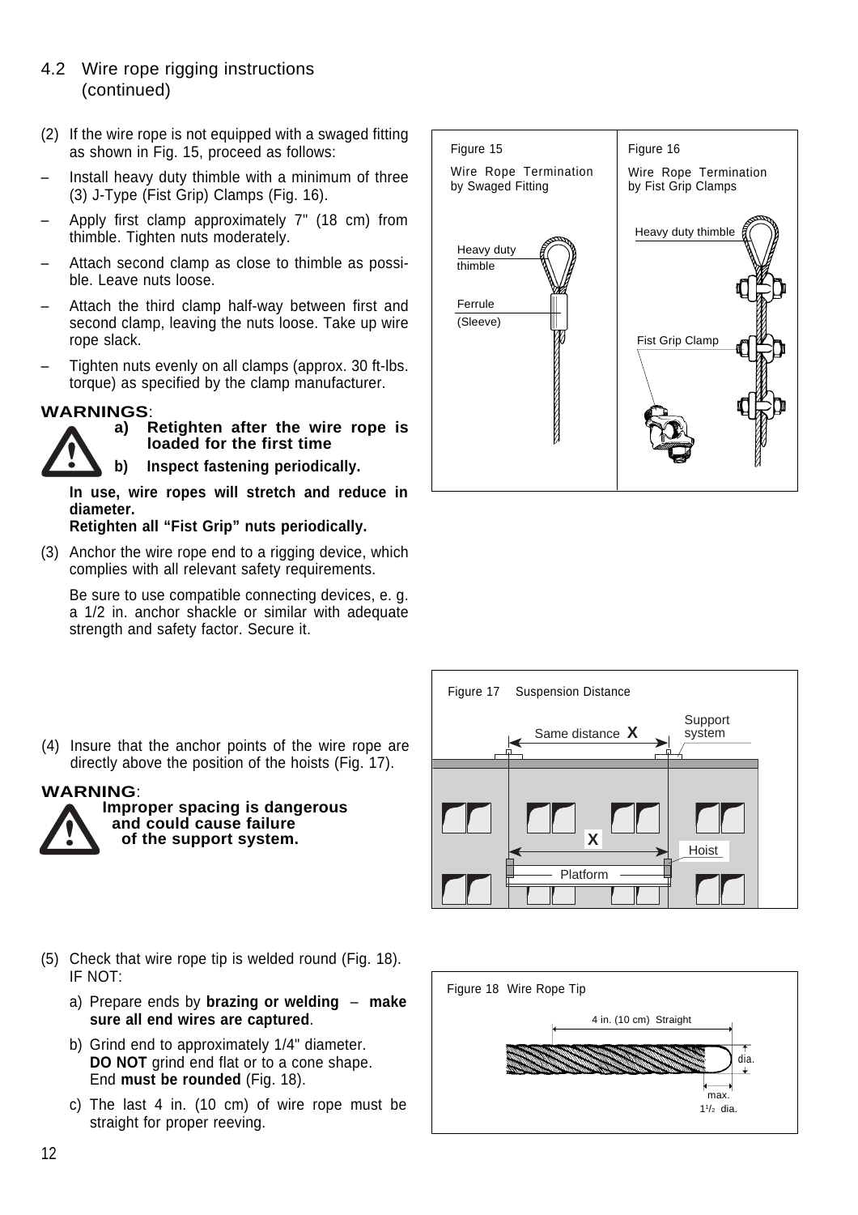## 4.2 Wire rope rigging instructions (continued)

(2) If the wire rope is not equipped with a swaged fitting as shown in Fig. 15, proceed as follows:

– Install heavy duty thimble with a minimum of three (3) J-Type (Fist Grip) Clamps (Fig. 16).

– Apply first clamp approximately 7" (18 cm) from thimble. Tighten nuts moderately.

– Attach second clamp as close to thimble as possible. Leave nuts loose.

– Attach the third clamp half-way between first and second clamp, leaving the nuts loose. Take up wire rope slack.

– Tighten nuts evenly on all clamps (approx. 30 ft-lbs. torque) as specified by the clamp manufacturer.

**WARNINGS**:

**a) Retighten after the wire rope is loaded for the first time**

**b) Inspect fastening periodically.**

**In use, wire ropes will stretch and reduce in diameter.**
**Retighten all "Fist Grip" nuts periodically.**

(3) Anchor the wire rope end to a rigging device, which complies with all relevant safety requirements.

Be sure to use compatible connecting devices, e. g. a 1/2 in. anchor shackle or similar with adequate strength and safety factor. Secure it.

Figure 15 Wire Rope Termination by Swaged Fitting

Heavy duty thimble; Ferrule (Sleeve)

Figure 16 Wire Rope Termination by Fist Grip Clamps

Heavy duty thimble; Fist Grip Clamp

(4) Insure that the anchor points of the wire rope are directly above the position of the hoists (Fig. 17).

**WARNING**:
**Improper spacing is dangerous and could cause failure of the support system.**

Figure 17 Suspension Distance

Same distance X; Support system; X; Hoist; Platform

(5) Check that wire rope tip is welded round (Fig. 18). IF NOT:

a) Prepare ends by **brazing or welding – make sure all end wires are captured**.

b) Grind end to approximately 1/4" diameter.
**DO NOT** grind end flat or to a cone shape.
End **must be rounded** (Fig. 18).

c) The last 4 in. (10 cm) of wire rope must be straight for proper reeving.

Figure 18 Wire Rope Tip

4 in. (10 cm) Straight; dia.; max. 1½ dia.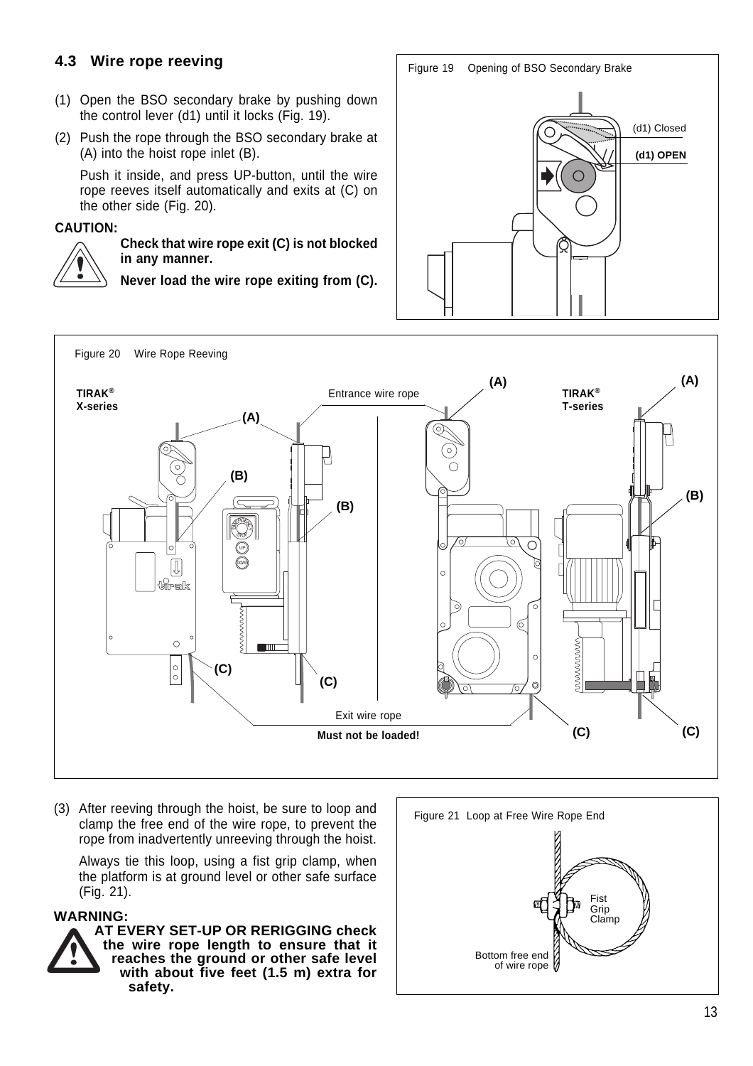## 4.3 Wire rope reeving

(1) Open the BSO secondary brake by pushing down the control lever (d1) until it locks (Fig. 19).

(2) Push the rope through the BSO secondary brake at (A) into the hoist rope inlet (B).

Push it inside, and press UP-button, until the wire rope reeves itself automatically and exits at (C) on the other side (Fig. 20).

**CAUTION:**

**Check that wire rope exit (C) is not blocked in any manner.**

**Never load the wire rope exiting from (C).**

Figure 19 Opening of BSO Secondary Brake

Figure 20 Wire Rope Reeving

(3) After reeving through the hoist, be sure to loop and clamp the free end of the wire rope, to prevent the rope from inadvertently unreeving through the hoist.

Always tie this loop, using a fist grip clamp, when the platform is at ground level or other safe surface (Fig. 21).

**WARNING:**

**AT EVERY SET-UP OR RERIGGING check the wire rope length to ensure that it reaches the ground or other safe level with about five feet (1.5 m) extra for safety.**

Figure 21 Loop at Free Wire Rope End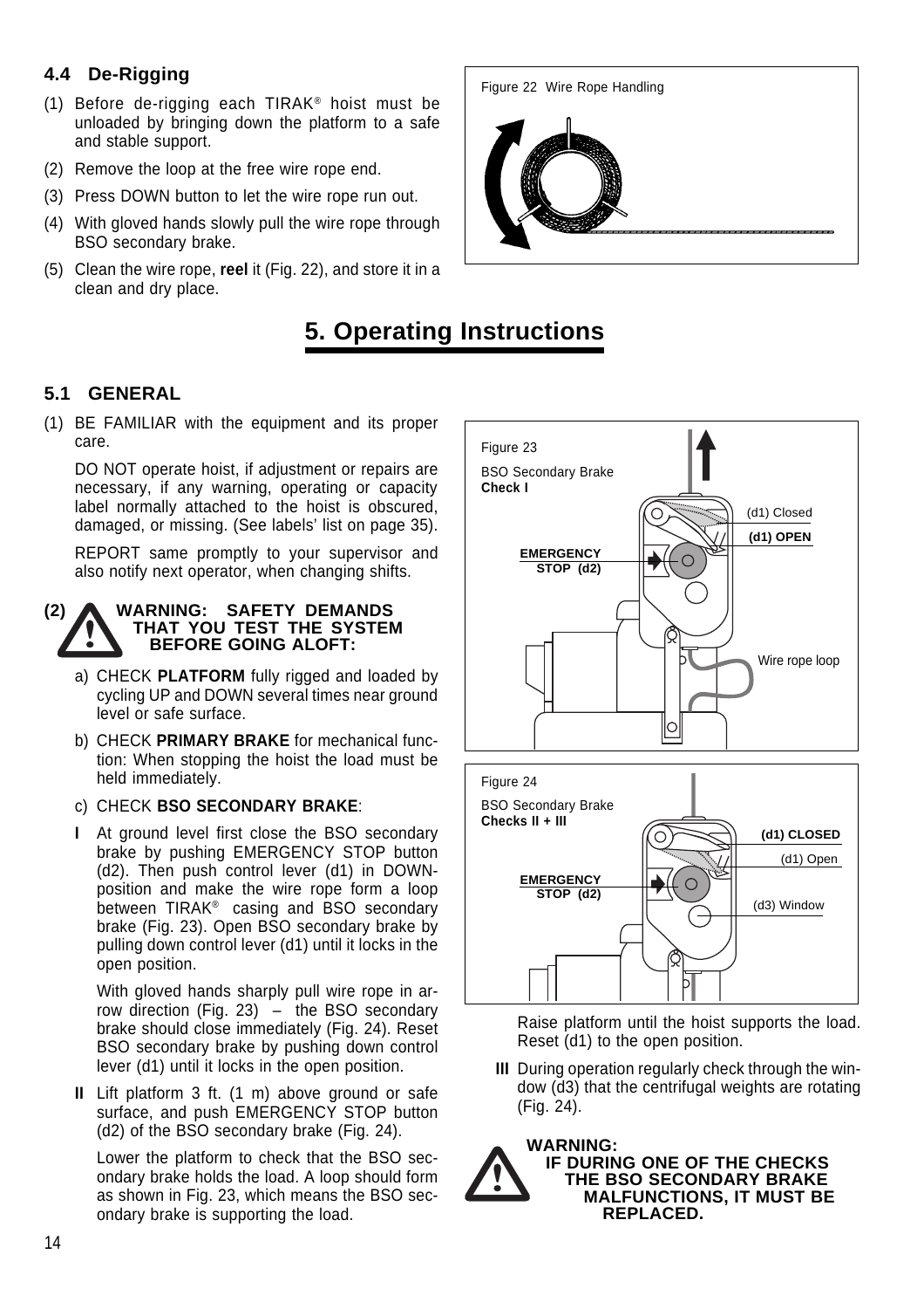### 4.4 De-Rigging

(1) Before de-rigging each TIRAK® hoist must be unloaded by bringing down the platform to a safe and stable support.

(2) Remove the loop at the free wire rope end.

(3) Press DOWN button to let the wire rope run out.

(4) With gloved hands slowly pull the wire rope through BSO secondary brake.

(5) Clean the wire rope, **reel** it (Fig. 22), and store it in a clean and dry place.

Figure 22 Wire Rope Handling

## 5. Operating Instructions

### 5.1 GENERAL

(1) BE FAMILIAR with the equipment and its proper care.

DO NOT operate hoist, if adjustment or repairs are necessary, if any warning, operating or capacity label normally attached to the hoist is obscured, damaged, or missing. (See labels' list on page 35).

REPORT same promptly to your supervisor and also notify next operator, when changing shifts.

**(2) WARNING: SAFETY DEMANDS THAT YOU TEST THE SYSTEM BEFORE GOING ALOFT:**

a) CHECK **PLATFORM** fully rigged and loaded by cycling UP and DOWN several times near ground level or safe surface.

b) CHECK **PRIMARY BRAKE** for mechanical function: When stopping the hoist the load must be held immediately.

c) CHECK **BSO SECONDARY BRAKE**:

**I** At ground level first close the BSO secondary brake by pushing EMERGENCY STOP button (d2). Then push control lever (d1) in DOWN-position and make the wire rope form a loop between TIRAK® casing and BSO secondary brake (Fig. 23). Open BSO secondary brake by pulling down control lever (d1) until it locks in the open position.

With gloved hands sharply pull wire rope in arrow direction (Fig. 23) – the BSO secondary brake should close immediately (Fig. 24). Reset BSO secondary brake by pushing down control lever (d1) until it locks in the open position.

**II** Lift platform 3 ft. (1 m) above ground or safe surface, and push EMERGENCY STOP button (d2) of the BSO secondary brake (Fig. 24).

Lower the platform to check that the BSO secondary brake holds the load. A loop should form as shown in Fig. 23, which means the BSO secondary brake is supporting the load.

Figure 23
BSO Secondary Brake
**Check I**

(d1) Closed
**(d1) OPEN**
**EMERGENCY STOP (d2)**
Wire rope loop

Figure 24
BSO Secondary Brake
**Checks II + III**

**(d1) CLOSED**
(d1) Open
**EMERGENCY STOP (d2)**
(d3) Window

Raise platform until the hoist supports the load. Reset (d1) to the open position.

**III** During operation regularly check through the window (d3) that the centrifugal weights are rotating (Fig. 24).

**WARNING: IF DURING ONE OF THE CHECKS THE BSO SECONDARY BRAKE MALFUNCTIONS, IT MUST BE REPLACED.**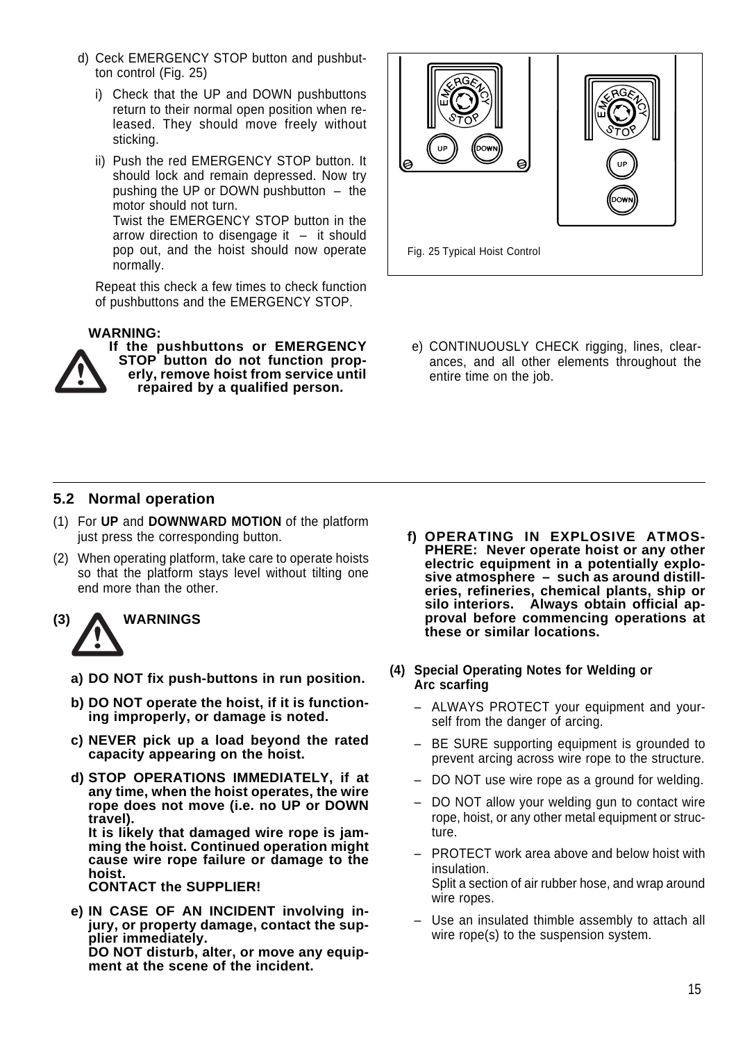d) Ceck EMERGENCY STOP button and pushbutton control (Fig. 25)

   i) Check that the UP and DOWN pushbuttons return to their normal open position when released. They should move freely without sticking.

   ii) Push the red EMERGENCY STOP button. It should lock and remain depressed. Now try pushing the UP or DOWN pushbutton – the motor should not turn.
   Twist the EMERGENCY STOP button in the arrow direction to disengage it – it should pop out, and the hoist should now operate normally.

   Repeat this check a few times to check function of pushbuttons and the EMERGENCY STOP.

**WARNING:**
**If the pushbuttons or EMERGENCY STOP button do not function properly, remove hoist from service until repaired by a qualified person.**

Fig. 25 Typical Hoist Control

e) CONTINUOUSLY CHECK rigging, lines, clearances, and all other elements throughout the entire time on the job.

## 5.2 Normal operation

(1) For **UP** and **DOWNWARD MOTION** of the platform just press the corresponding button.

(2) When operating platform, take care to operate hoists so that the platform stays level without tilting one end more than the other.

(3) **WARNINGS**

   **a) DO NOT fix push-buttons in run position.**

   **b) DO NOT operate the hoist, if it is functioning improperly, or damage is noted.**

   **c) NEVER pick up a load beyond the rated capacity appearing on the hoist.**

   **d) STOP OPERATIONS IMMEDIATELY, if at any time, when the hoist operates, the wire rope does not move (i.e. no UP or DOWN travel).**
   **It is likely that damaged wire rope is jamming the hoist. Continued operation might cause wire rope failure or damage to the hoist.**
   **CONTACT the SUPPLIER!**

   **e) IN CASE OF AN INCIDENT involving injury, or property damage, contact the supplier immediately.**
   **DO NOT disturb, alter, or move any equipment at the scene of the incident.**

   **f) OPERATING IN EXPLOSIVE ATMOSPHERE: Never operate hoist or any other electric equipment in a potentially explosive atmosphere – such as around distilleries, refineries, chemical plants, ship or silo interiors. Always obtain official approval before commencing operations at these or similar locations.**

**(4) Special Operating Notes for Welding or Arc scarfing**

- ALWAYS PROTECT your equipment and yourself from the danger of arcing.
- BE SURE supporting equipment is grounded to prevent arcing across wire rope to the structure.
- DO NOT use wire rope as a ground for welding.
- DO NOT allow your welding gun to contact wire rope, hoist, or any other metal equipment or structure.
- PROTECT work area above and below hoist with insulation.
  Split a section of air rubber hose, and wrap around wire ropes.
- Use an insulated thimble assembly to attach all wire rope(s) to the suspension system.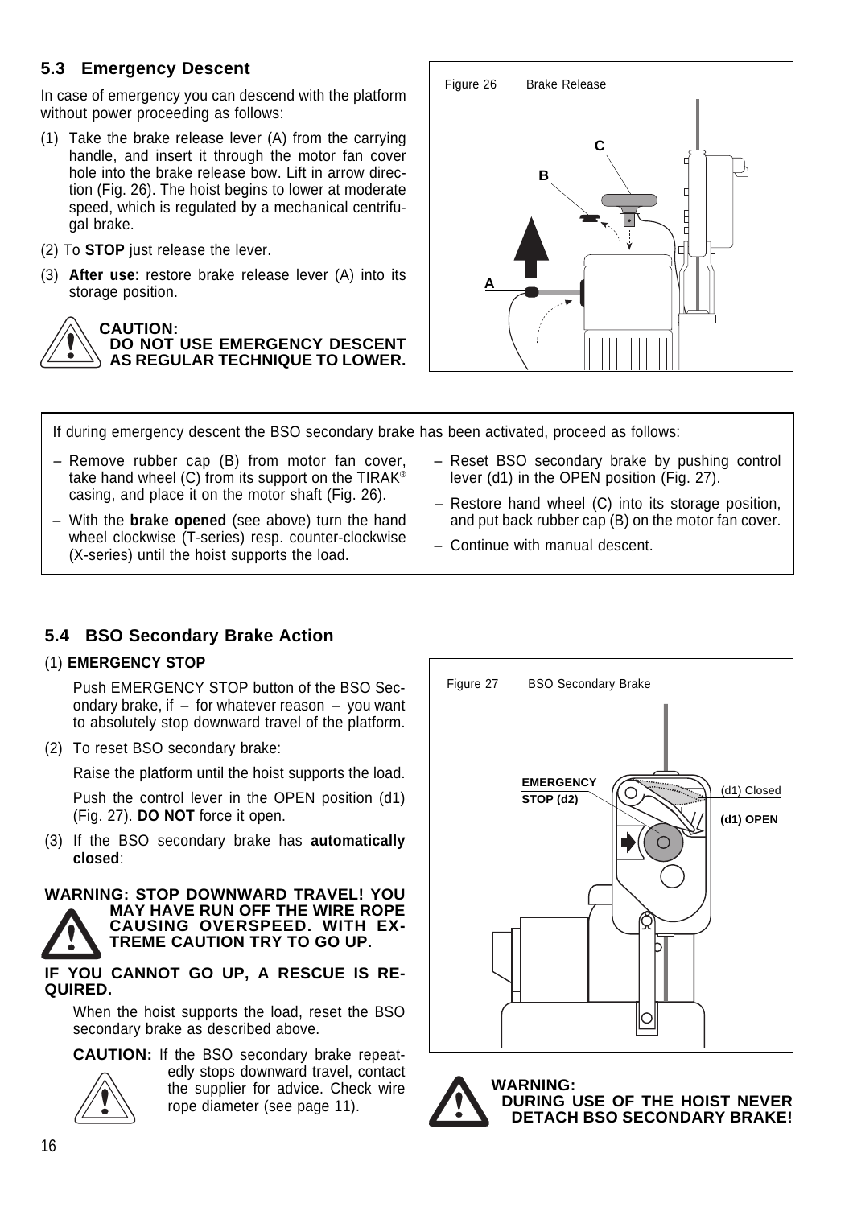## 5.3 Emergency Descent

In case of emergency you can descend with the platform without power proceeding as follows:

(1) Take the brake release lever (A) from the carrying handle, and insert it through the motor fan cover hole into the brake release bow. Lift in arrow direction (Fig. 26). The hoist begins to lower at moderate speed, which is regulated by a mechanical centrifugal brake.

(2) To **STOP** just release the lever.

(3) **After use**: restore brake release lever (A) into its storage position.

**CAUTION:**
**DO NOT USE EMERGENCY DESCENT AS REGULAR TECHNIQUE TO LOWER.**

Figure 26 Brake Release

If during emergency descent the BSO secondary brake has been activated, proceed as follows:

- Remove rubber cap (B) from motor fan cover, take hand wheel (C) from its support on the TIRAK® casing, and place it on the motor shaft (Fig. 26).
- With the **brake opened** (see above) turn the hand wheel clockwise (T-series) resp. counter-clockwise (X-series) until the hoist supports the load.
- Reset BSO secondary brake by pushing control lever (d1) in the OPEN position (Fig. 27).
- Restore hand wheel (C) into its storage position, and put back rubber cap (B) on the motor fan cover.
- Continue with manual descent.

## 5.4 BSO Secondary Brake Action

(1) **EMERGENCY STOP**

Push EMERGENCY STOP button of the BSO Secondary brake, if – for whatever reason – you want to absolutely stop downward travel of the platform.

(2) To reset BSO secondary brake:

Raise the platform until the hoist supports the load.

Push the control lever in the OPEN position (d1) (Fig. 27). **DO NOT** force it open.

(3) If the BSO secondary brake has **automatically closed**:

**WARNING: STOP DOWNWARD TRAVEL! YOU MAY HAVE RUN OFF THE WIRE ROPE CAUSING OVERSPEED. WITH EXTREME CAUTION TRY TO GO UP.**

**IF YOU CANNOT GO UP, A RESCUE IS REQUIRED.**

When the hoist supports the load, reset the BSO secondary brake as described above.

**CAUTION:** If the BSO secondary brake repeatedly stops downward travel, contact the supplier for advice. Check wire rope diameter (see page 11).

Figure 27 BSO Secondary Brake

**WARNING:**
**DURING USE OF THE HOIST NEVER DETACH BSO SECONDARY BRAKE!**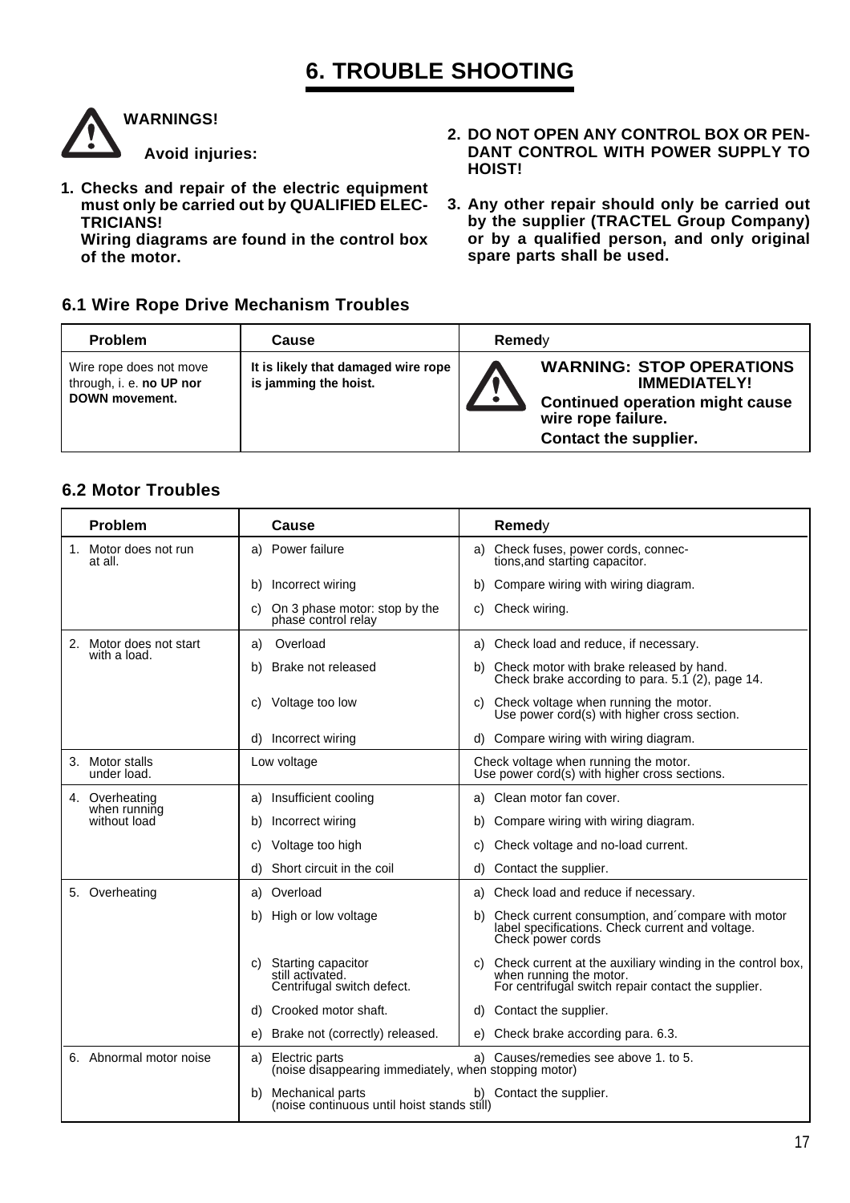# 6. TROUBLE SHOOTING

**WARNINGS!**

**Avoid injuries:**

1. **Checks and repair of the electric equipment must only be carried out by QUALIFIED ELECTRICIANS!**
   **Wiring diagrams are found in the control box of the motor.**
2. **DO NOT OPEN ANY CONTROL BOX OR PENDANT CONTROL WITH POWER SUPPLY TO HOIST!**
3. **Any other repair should only be carried out by the supplier (TRACTEL Group Company) or by a qualified person, and only original spare parts shall be used.**

### 6.1 Wire Rope Drive Mechanism Troubles

| Problem | Cause | Remedy |
|---|---|---|
| Wire rope does not move through, i. e. **no UP nor DOWN movement.** | **It is likely that damaged wire rope is jamming the hoist.** | **WARNING: STOP OPERATIONS IMMEDIATELY!** **Continued operation might cause wire rope failure.** **Contact the supplier.** |

### 6.2 Motor Troubles

| Problem | Cause | Remedy |
|---|---|---|
| 1. Motor does not run at all. | a) Power failure | a) Check fuses, power cords, connections,and starting capacitor. |
| | b) Incorrect wiring | b) Compare wiring with wiring diagram. |
| | c) On 3 phase motor: stop by the phase control relay | c) Check wiring. |
| 2. Motor does not start with a load. | a) Overload | a) Check load and reduce, if necessary. |
| | b) Brake not released | b) Check motor with brake released by hand. Check brake according to para. 5.1 (2), page 14. |
| | c) Voltage too low | c) Check voltage when running the motor. Use power cord(s) with higher cross section. |
| | d) Incorrect wiring | d) Compare wiring with wiring diagram. |
| 3. Motor stalls under load. | Low voltage | Check voltage when running the motor. Use power cord(s) with higher cross sections. |
| 4. Overheating when running without load | a) Insufficient cooling | a) Clean motor fan cover. |
| | b) Incorrect wiring | b) Compare wiring with wiring diagram. |
| | c) Voltage too high | c) Check voltage and no-load current. |
| | d) Short circuit in the coil | d) Contact the supplier. |
| 5. Overheating | a) Overload | a) Check load and reduce if necessary. |
| | b) High or low voltage | b) Check current consumption, and´compare with motor label specifications. Check current and voltage. Check power cords |
| | c) Starting capacitor still activated. Centrifugal switch defect. | c) Check current at the auxiliary winding in the control box, when running the motor. For centrifugal switch repair contact the supplier. |
| | d) Crooked motor shaft. | d) Contact the supplier. |
| | e) Brake not (correctly) released. | e) Check brake according para. 6.3. |
| 6. Abnormal motor noise | a) Electric parts (noise disappearing immediately, when stopping motor) | a) Causes/remedies see above 1. to 5. |
| | b) Mechanical parts (noise continuous until hoist stands still) | b) Contact the supplier. |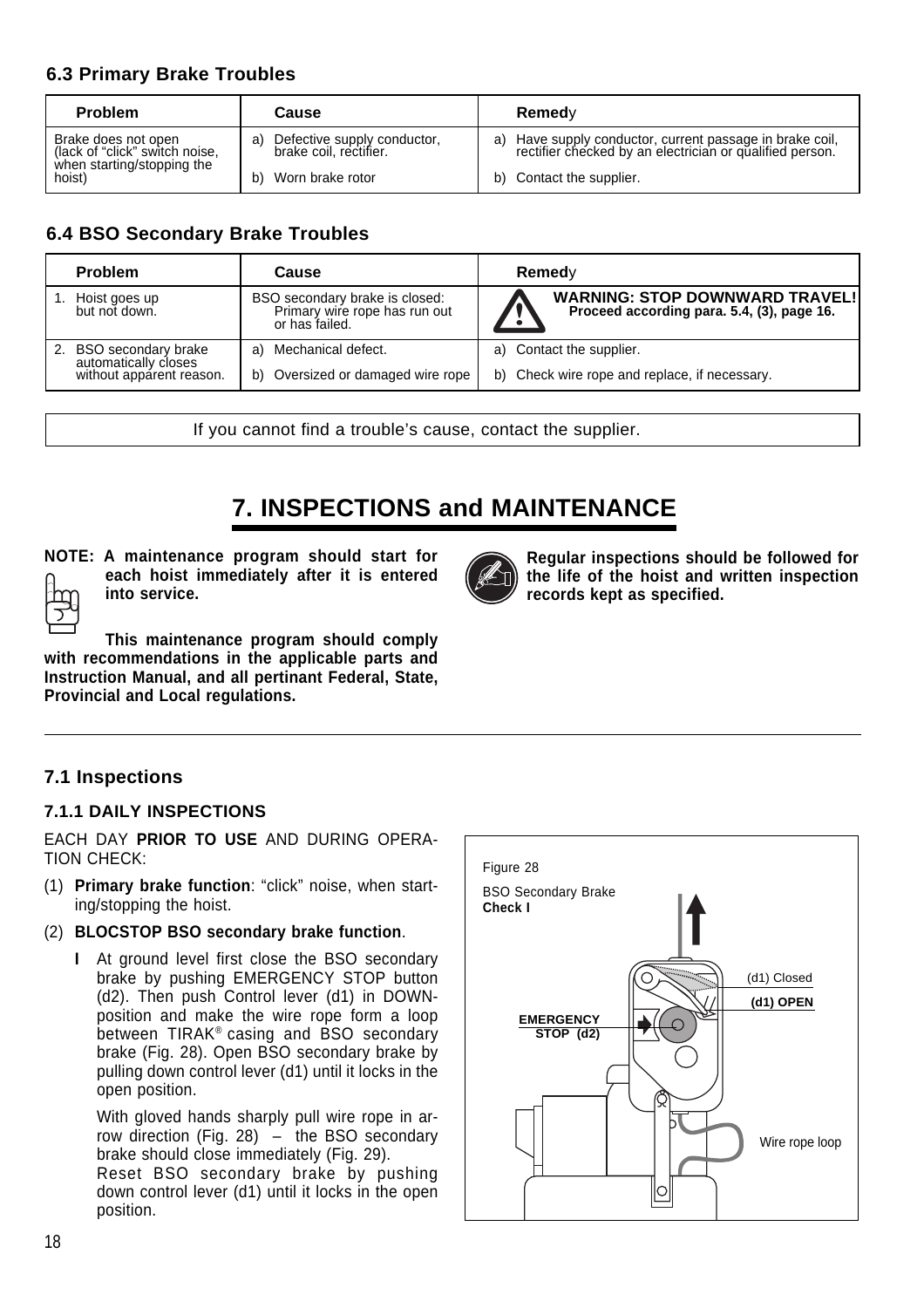## 6.3 Primary Brake Troubles

| Problem | Cause | Remedy |
|---|---|---|
| Brake does not open (lack of "click" switch noise, when starting/stopping the hoist) | a) Defective supply conductor, brake coil, rectifier. | a) Have supply conductor, current passage in brake coil, rectifier checked by an electrician or qualified person. |
| | b) Worn brake rotor | b) Contact the supplier. |

## 6.4 BSO Secondary Brake Troubles

| Problem | Cause | Remedy |
|---|---|---|
| 1. Hoist goes up but not down. | BSO secondary brake is closed: Primary wire rope has run out or has failed. | **WARNING: STOP DOWNWARD TRAVEL! Proceed according para. 5.4, (3), page 16.** |
| 2. BSO secondary brake automatically closes without apparent reason. | a) Mechanical defect. | a) Contact the supplier. |
| | b) Oversized or damaged wire rope | b) Check wire rope and replace, if necessary. |

If you cannot find a trouble's cause, contact the supplier.

# 7. INSPECTIONS and MAINTENANCE

**NOTE: A maintenance program should start for each hoist immediately after it is entered into service.**

**This maintenance program should comply with recommendations in the applicable parts and Instruction Manual, and all pertinant Federal, State, Provincial and Local regulations.**

**Regular inspections should be followed for the life of the hoist and written inspection records kept as specified.**

## 7.1 Inspections

### 7.1.1 DAILY INSPECTIONS

EACH DAY **PRIOR TO USE** AND DURING OPERATION CHECK:

(1) **Primary brake function**: "click" noise, when starting/stopping the hoist.

(2) **BLOCSTOP BSO secondary brake function**.

**I** At ground level first close the BSO secondary brake by pushing EMERGENCY STOP button (d2). Then push Control lever (d1) in DOWN-position and make the wire rope form a loop between TIRAK® casing and BSO secondary brake (Fig. 28). Open BSO secondary brake by pulling down control lever (d1) until it locks in the open position.

With gloved hands sharply pull wire rope in arrow direction (Fig. 28) – the BSO secondary brake should close immediately (Fig. 29).
Reset BSO secondary brake by pushing down control lever (d1) until it locks in the open position.

Figure 28
BSO Secondary Brake
**Check I**

(d1) Closed
**(d1) OPEN**
**EMERGENCY STOP (d2)**
Wire rope loop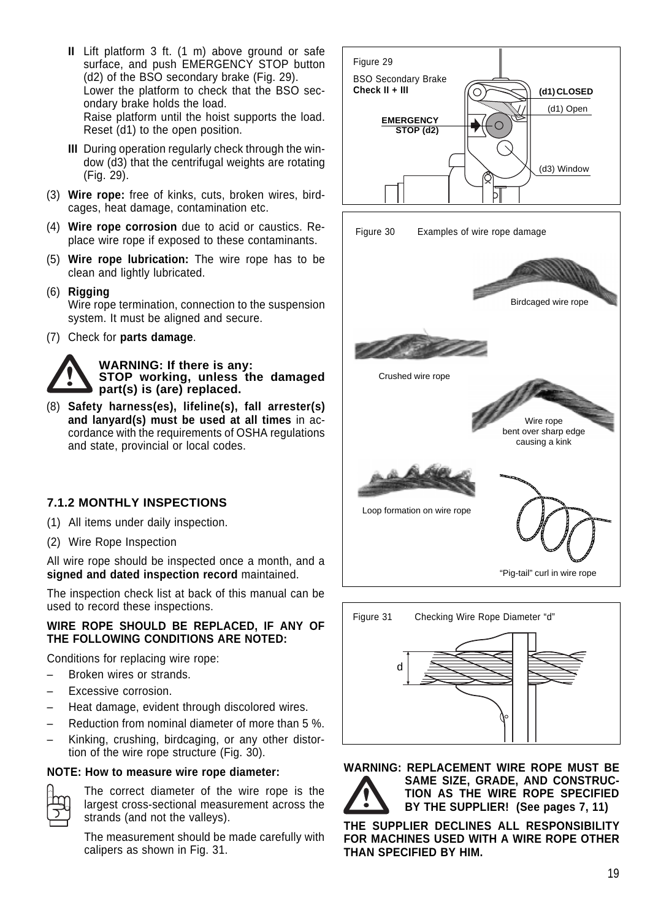**II** Lift platform 3 ft. (1 m) above ground or safe surface, and push EMERGENCY STOP button (d2) of the BSO secondary brake (Fig. 29).
Lower the platform to check that the BSO secondary brake holds the load.
Raise platform until the hoist supports the load. Reset (d1) to the open position.

**III** During operation regularly check through the window (d3) that the centrifugal weights are rotating (Fig. 29).

(3) **Wire rope:** free of kinks, cuts, broken wires, birdcages, heat damage, contamination etc.

(4) **Wire rope corrosion** due to acid or caustics. Replace wire rope if exposed to these contaminants.

(5) **Wire rope lubrication:** The wire rope has to be clean and lightly lubricated.

(6) **Rigging**
Wire rope termination, connection to the suspension system. It must be aligned and secure.

(7) Check for **parts damage**.

**WARNING: If there is any:**
**STOP working, unless the damaged part(s) is (are) replaced.**

(8) **Safety harness(es), lifeline(s), fall arrester(s) and lanyard(s) must be used at all times** in accordance with the requirements of OSHA regulations and state, provincial or local codes.

### 7.1.2 MONTHLY INSPECTIONS

(1) All items under daily inspection.

(2) Wire Rope Inspection

All wire rope should be inspected once a month, and a **signed and dated inspection record** maintained.

The inspection check list at back of this manual can be used to record these inspections.

**WIRE ROPE SHOULD BE REPLACED, IF ANY OF THE FOLLOWING CONDITIONS ARE NOTED:**

Conditions for replacing wire rope:

– Broken wires or strands.
– Excessive corrosion.
– Heat damage, evident through discolored wires.
– Reduction from nominal diameter of more than 5 %.
– Kinking, crushing, birdcaging, or any other distortion of the wire rope structure (Fig. 30).

**NOTE: How to measure wire rope diameter:**

The correct diameter of the wire rope is the largest cross-sectional measurement across the strands (and not the valleys).

The measurement should be made carefully with calipers as shown in Fig. 31.

Figure 29
BSO Secondary Brake
**Check II + III**

**(d1) CLOSED**
(d1) Open
**EMERGENCY STOP (d2)**
(d3) Window

Figure 30 Examples of wire rope damage

Birdcaged wire rope
Crushed wire rope
Wire rope bent over sharp edge causing a kink
Loop formation on wire rope
"Pig-tail" curl in wire rope

Figure 31 Checking Wire Rope Diameter "d"

**WARNING: REPLACEMENT WIRE ROPE MUST BE SAME SIZE, GRADE, AND CONSTRUCTION AS THE WIRE ROPE SPECIFIED BY THE SUPPLIER! (See pages 7, 11)**

**THE SUPPLIER DECLINES ALL RESPONSIBILITY FOR MACHINES USED WITH A WIRE ROPE OTHER THAN SPECIFIED BY HIM.**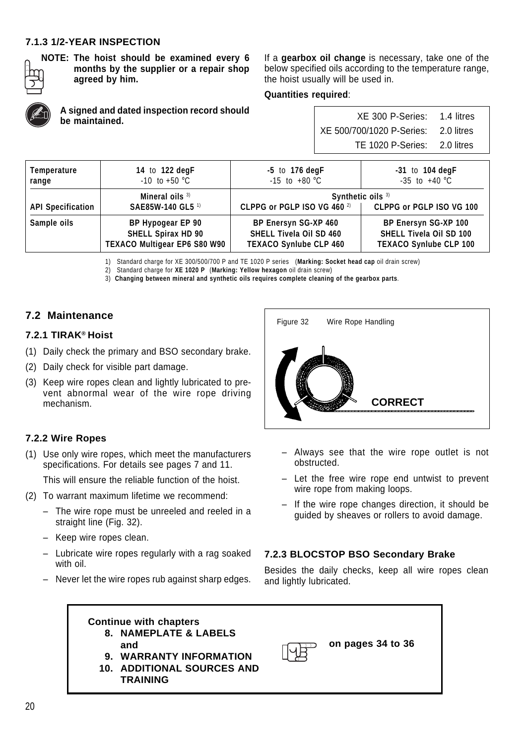### 7.1.3 1/2-YEAR INSPECTION

**NOTE: The hoist should be examined every 6 months by the supplier or a repair shop agreed by him.**

**A signed and dated inspection record should be maintained.**

If a **gearbox oil change** is necessary, take one of the below specified oils according to the temperature range, the hoist usually will be used in.

**Quantities required**:

| | |
|---|---|
| XE 300 P-Series: | 1.4 litres |
| XE 500/700/1020 P-Series: | 2.0 litres |
| TE 1020 P-Series: | 2.0 litres |

| Temperature range | 14 to 122 degF -10 to +50 °C | -5 to 176 degF -15 to +80 °C | -31 to 104 degF -35 to +40 °C |
|---|---|---|---|
| | Mineral oils [3] | Synthetic oils [3] | |
| API Specification | SAE85W-140 GL5 [1] | CLPPG or PGLP ISO VG 460 [2] | CLPPG or PGLP ISO VG 100 |
| Sample oils | BP Hypogear EP 90<br>SHELL Spirax HD 90<br>TEXACO Multigear EP6 S80 W90 | BP Enersyn SG-XP 460<br>SHELL Tivela Oil SD 460<br>TEXACO Synlube CLP 460 | BP Enersyn SG-XP 100<br>SHELL Tivela Oil SD 100<br>TEXACO Synlube CLP 100 |

1) Standard charge for XE 300/500/700 P and TE 1020 P series (**Marking: Socket head cap** oil drain screw)
2) Standard charge for **XE 1020 P** (**Marking: Yellow hexagon** oil drain screw)
3) **Changing between mineral and synthetic oils requires complete cleaning of the gearbox parts**.

## 7.2 Maintenance

### 7.2.1 TIRAK® Hoist

(1) Daily check the primary and BSO secondary brake.
(2) Daily check for visible part damage.
(3) Keep wire ropes clean and lightly lubricated to prevent abnormal wear of the wire rope driving mechanism.

### 7.2.2 Wire Ropes

(1) Use only wire ropes, which meet the manufacturers specifications. For details see pages 7 and 11.

This will ensure the reliable function of the hoist.

(2) To warrant maximum lifetime we recommend:
- The wire rope must be unreeled and reeled in a straight line (Fig. 32).
- Keep wire ropes clean.
- Lubricate wire ropes regularly with a rag soaked with oil.
- Never let the wire ropes rub against sharp edges.

Figure 32 Wire Rope Handling

CORRECT

- Always see that the wire rope outlet is not obstructed.
- Let the free wire rope end untwist to prevent wire rope from making loops.
- If the wire rope changes direction, it should be guided by sheaves or rollers to avoid damage.

### 7.2.3 BLOCSTOP BSO Secondary Brake

Besides the daily checks, keep all wire ropes clean and lightly lubricated.

**Continue with chapters**
**8. NAMEPLATE & LABELS and**
**9. WARRANTY INFORMATION**
**10. ADDITIONAL SOURCES AND TRAINING**

**on pages 34 to 36**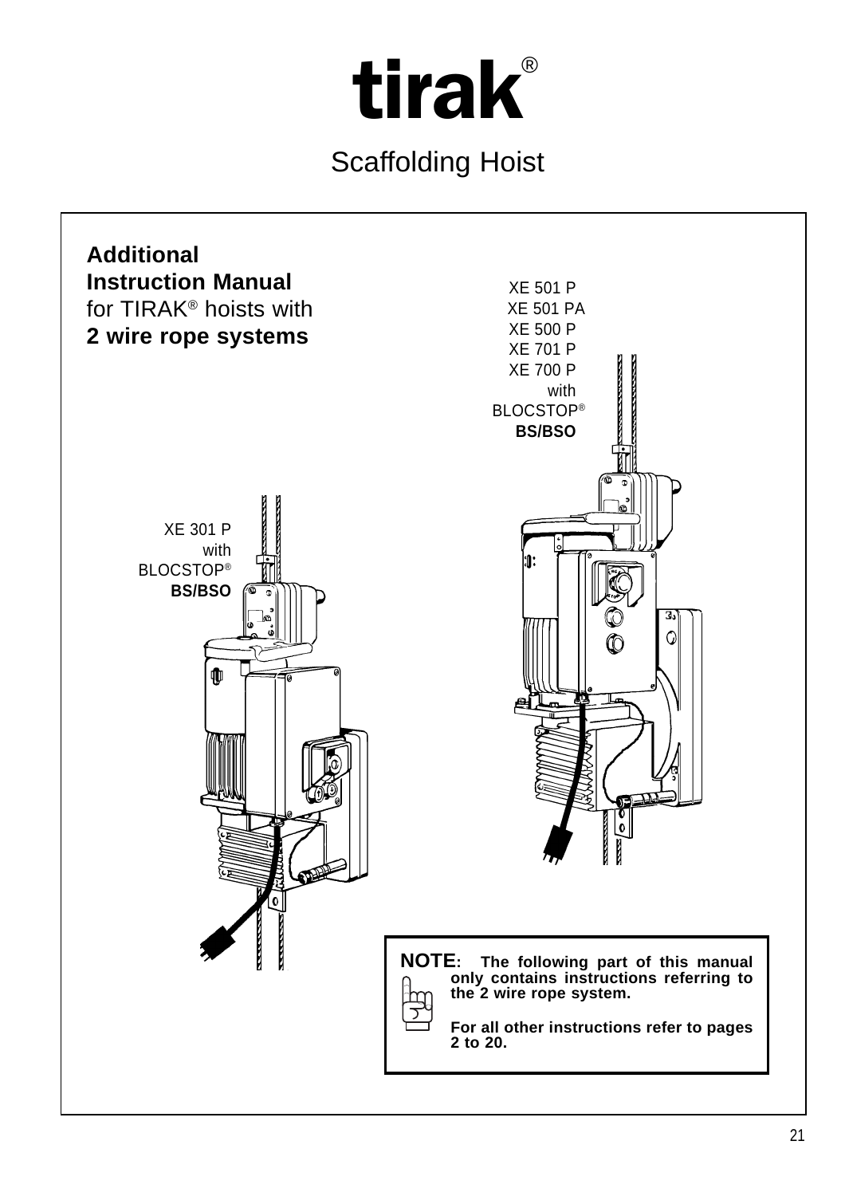# tirak®

## Scaffolding Hoist

**Additional**
**Instruction Manual**
for TIRAK® hoists with
**2 wire rope systems**

XE 501 P
XE 501 PA
XE 500 P
XE 701 P
XE 700 P
with
BLOCSTOP®
**BS/BSO**

XE 301 P
with
BLOCSTOP®
**BS/BSO**

**NOTE: The following part of this manual only contains instructions referring to the 2 wire rope system.**

**For all other instructions refer to pages 2 to 20.**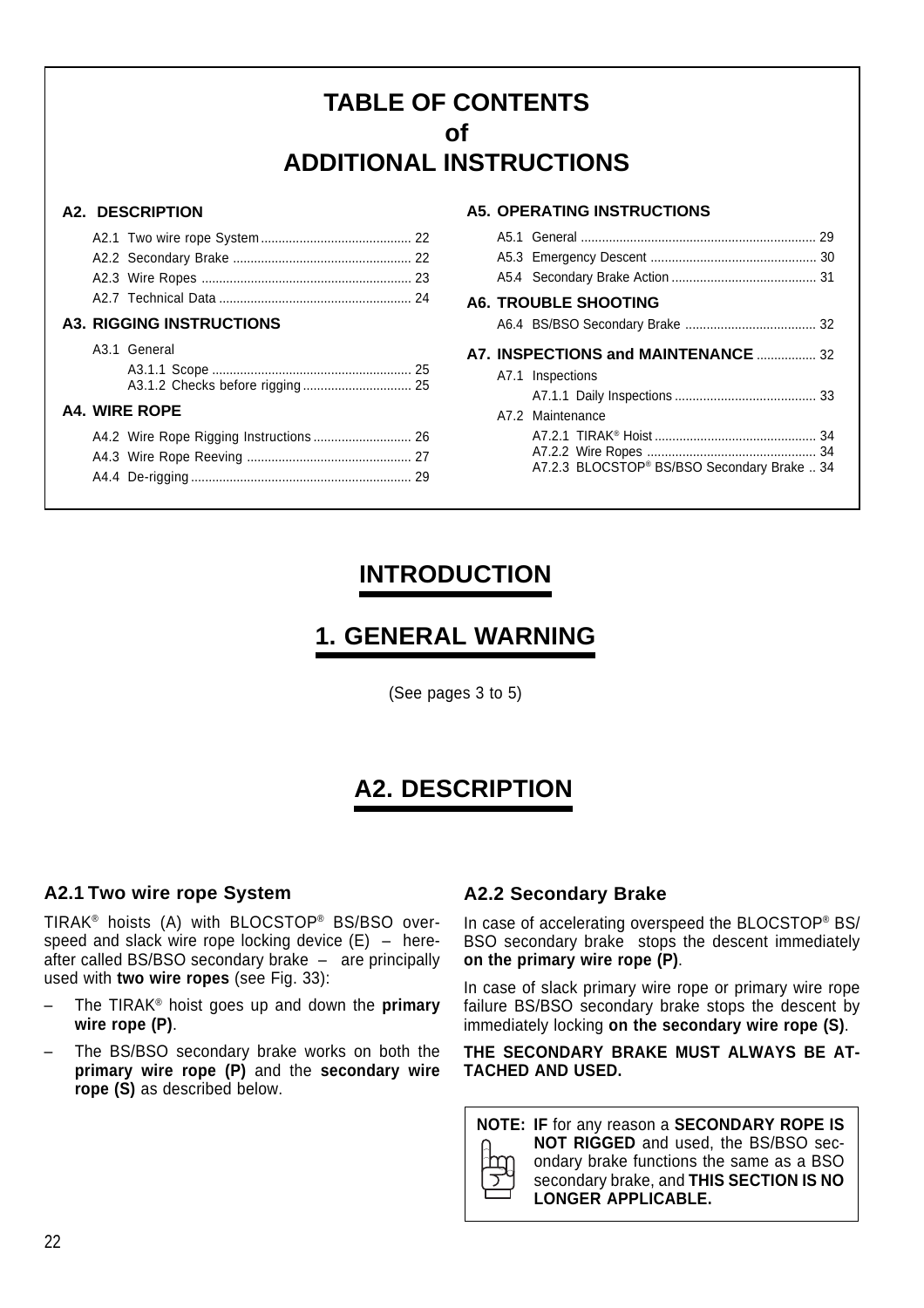# TABLE OF CONTENTS of ADDITIONAL INSTRUCTIONS

**A2. DESCRIPTION**

- A2.1 Two wire rope System .......... 22
- A2.2 Secondary Brake .......... 22
- A2.3 Wire Ropes .......... 23
- A2.7 Technical Data .......... 24

**A3. RIGGING INSTRUCTIONS**

- A3.1 General
  - A3.1.1 Scope .......... 25
  - A3.1.2 Checks before rigging .......... 25

**A4. WIRE ROPE**

- A4.2 Wire Rope Rigging Instructions .......... 26
- A4.3 Wire Rope Reeving .......... 27
- A4.4 De-rigging .......... 29

**A5. OPERATING INSTRUCTIONS**

- A5.1 General .......... 29
- A5.3 Emergency Descent .......... 30
- A5.4 Secondary Brake Action .......... 31

**A6. TROUBLE SHOOTING**

- A6.4 BS/BSO Secondary Brake .......... 32

**A7. INSPECTIONS and MAINTENANCE** .......... 32

- A7.1 Inspections
  - A7.1.1 Daily Inspections .......... 33
- A7.2 Maintenance
  - A7.2.1 TIRAK® Hoist .......... 34
  - A7.2.2 Wire Ropes .......... 34
  - A7.2.3 BLOCSTOP® BS/BSO Secondary Brake .. 34

# INTRODUCTION

# 1. GENERAL WARNING

(See pages 3 to 5)

# A2. DESCRIPTION

### A2.1 Two wire rope System

TIRAK® hoists (A) with BLOCSTOP® BS/BSO overspeed and slack wire rope locking device (E) – hereafter called BS/BSO secondary brake – are principally used with **two wire ropes** (see Fig. 33):

- The TIRAK® hoist goes up and down the **primary wire rope (P)**.
- The BS/BSO secondary brake works on both the **primary wire rope (P)** and the **secondary wire rope (S)** as described below.

### A2.2 Secondary Brake

In case of accelerating overspeed the BLOCSTOP® BS/BSO secondary brake stops the descent immediately **on the primary wire rope (P)**.

In case of slack primary wire rope or primary wire rope failure BS/BSO secondary brake stops the descent by immediately locking **on the secondary wire rope (S)**.

**THE SECONDARY BRAKE MUST ALWAYS BE ATTACHED AND USED.**

> **NOTE: IF** for any reason a **SECONDARY ROPE IS NOT RIGGED** and used, the BS/BSO secondary brake functions the same as a BSO secondary brake, and **THIS SECTION IS NO LONGER APPLICABLE.**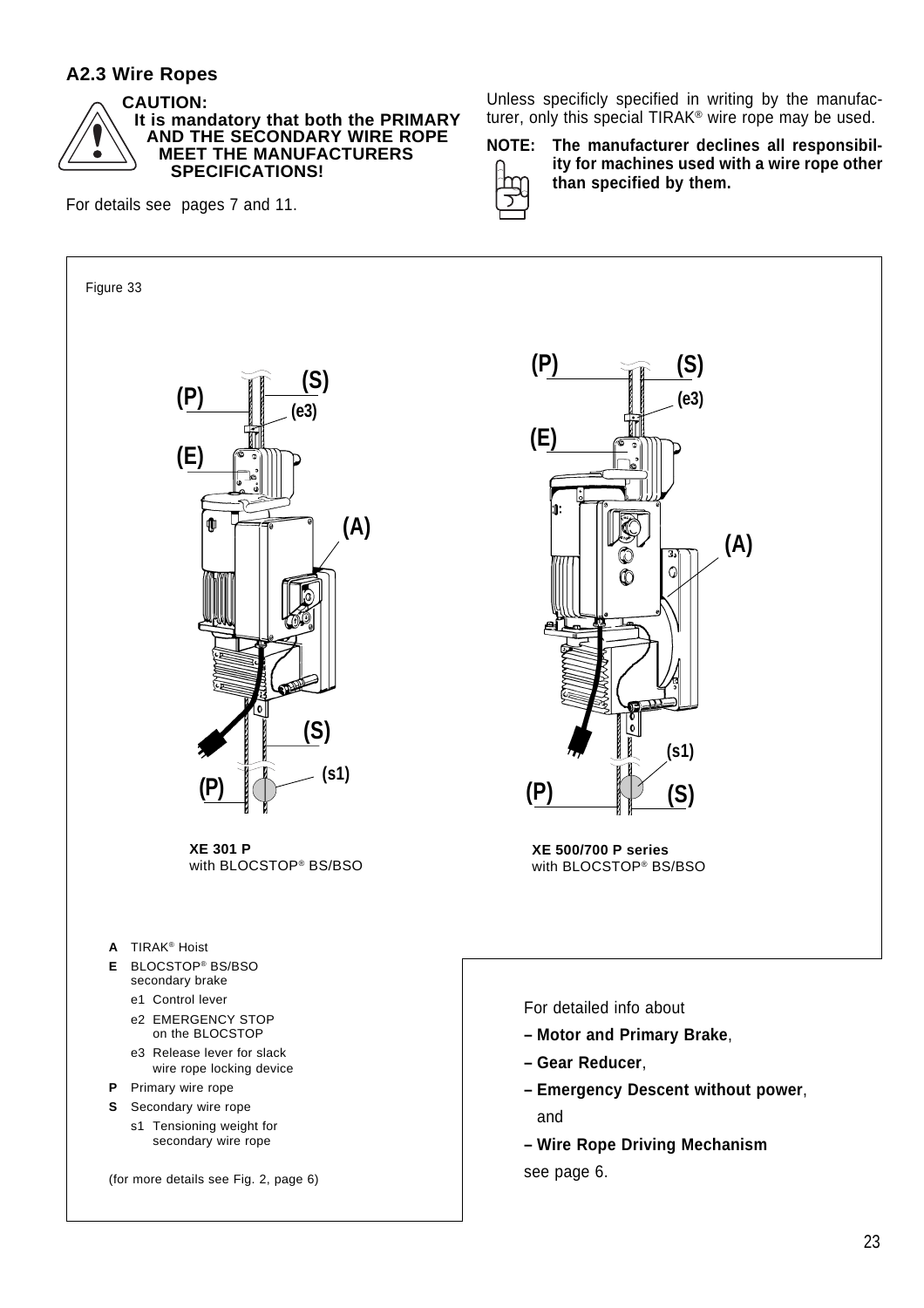## A2.3 Wire Ropes

**CAUTION:**
**It is mandatory that both the PRIMARY AND THE SECONDARY WIRE ROPE MEET THE MANUFACTURERS SPECIFICATIONS!**

For details see pages 7 and 11.

Unless specificly specified in writing by the manufacturer, only this special TIRAK® wire rope may be used.

**NOTE: The manufacturer declines all responsibility for machines used with a wire rope other than specified by them.**

Figure 33

**XE 301 P**
with BLOCSTOP® BS/BSO

**XE 500/700 P series**
with BLOCSTOP® BS/BSO

- **A** TIRAK® Hoist
- **E** BLOCSTOP® BS/BSO secondary brake
  - e1 Control lever
  - e2 EMERGENCY STOP on the BLOCSTOP
  - e3 Release lever for slack wire rope locking device
- **P** Primary wire rope
- **S** Secondary wire rope
  - s1 Tensioning weight for secondary wire rope

(for more details see Fig. 2, page 6)

For detailed info about

- **– Motor and Primary Brake**,
- **– Gear Reducer**,
- **– Emergency Descent without power**, and
- **– Wire Rope Driving Mechanism**

see page 6.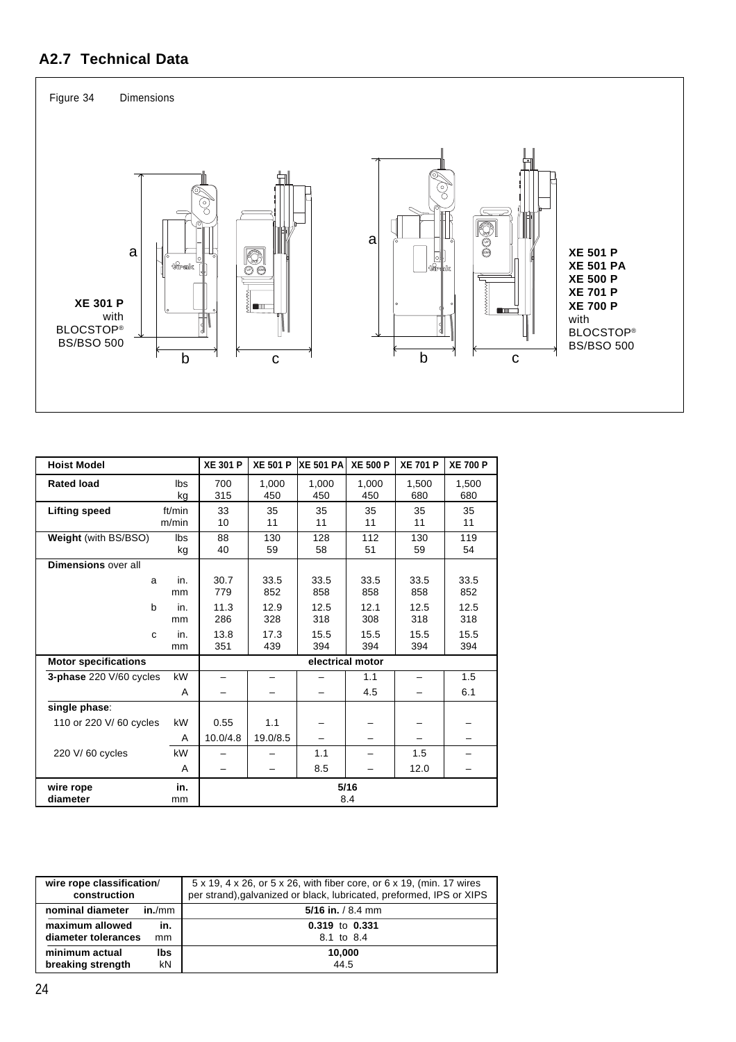## A2.7 Technical Data

Figure 34 Dimensions

XE 301 P with BLOCSTOP® BS/BSO 500

XE 501 P
XE 501 PA
XE 500 P
XE 701 P
XE 700 P
with BLOCSTOP® BS/BSO 500

| Hoist Model | | XE 301 P | XE 501 P | XE 501 PA | XE 500 P | XE 701 P | XE 700 P |
|---|---|---|---|---|---|---|---|
| **Rated load** | lbs<br>kg | 700<br>315 | 1,000<br>450 | 1,000<br>450 | 1,000<br>450 | 1,500<br>680 | 1,500<br>680 |
| **Lifting speed** | ft/min<br>m/min | 33<br>10 | 35<br>11 | 35<br>11 | 35<br>11 | 35<br>11 | 35<br>11 |
| **Weight** (with BS/BSO) | lbs<br>kg | 88<br>40 | 130<br>59 | 128<br>58 | 112<br>51 | 130<br>59 | 119<br>54 |
| **Dimensions** over all | | | | | | | |
| a | in.<br>mm | 30.7<br>779 | 33.5<br>852 | 33.5<br>858 | 33.5<br>858 | 33.5<br>858 | 33.5<br>852 |
| b | in.<br>mm | 11.3<br>286 | 12.9<br>328 | 12.5<br>318 | 12.1<br>308 | 12.5<br>318 | 12.5<br>318 |
| c | in.<br>mm | 13.8<br>351 | 17.3<br>439 | 15.5<br>394 | 15.5<br>394 | 15.5<br>394 | 15.5<br>394 |
| **Motor specifications** | | electrical motor | | | | | |
| **3-phase** 220 V/60 cycles | kW | – | – | – | 1.1 | – | 1.5 |
| | A | – | – | – | 4.5 | – | 6.1 |
| **single phase**: | | | | | | | |
| 110 or 220 V/ 60 cycles | kW | 0.55 | 1.1 | – | – | – | – |
| | A | 10.0/4.8 | 19.0/8.5 | – | – | – | – |
| 220 V/ 60 cycles | kW | – | – | 1.1 | – | 1.5 | – |
| | A | – | – | 8.5 | – | 12.0 | – |
| **wire rope diameter** | **in.**<br>mm | **5/16**<br>8.4 | | | | | |

| wire rope classification/ construction | 5 x 19, 4 x 26, or 5 x 26, with fiber core, or 6 x 19, (min. 17 wires per strand),galvanized or black, lubricated, preformed, IPS or XIPS |
|---|---|
| **nominal diameter** **in.**/mm | **5/16 in.** / 8.4 mm |
| **maximum allowed diameter tolerances** **in.** mm | **0.319** to **0.331**<br>8.1 to 8.4 |
| **minimum actual breaking strength** **lbs** kN | **10,000**<br>44.5 |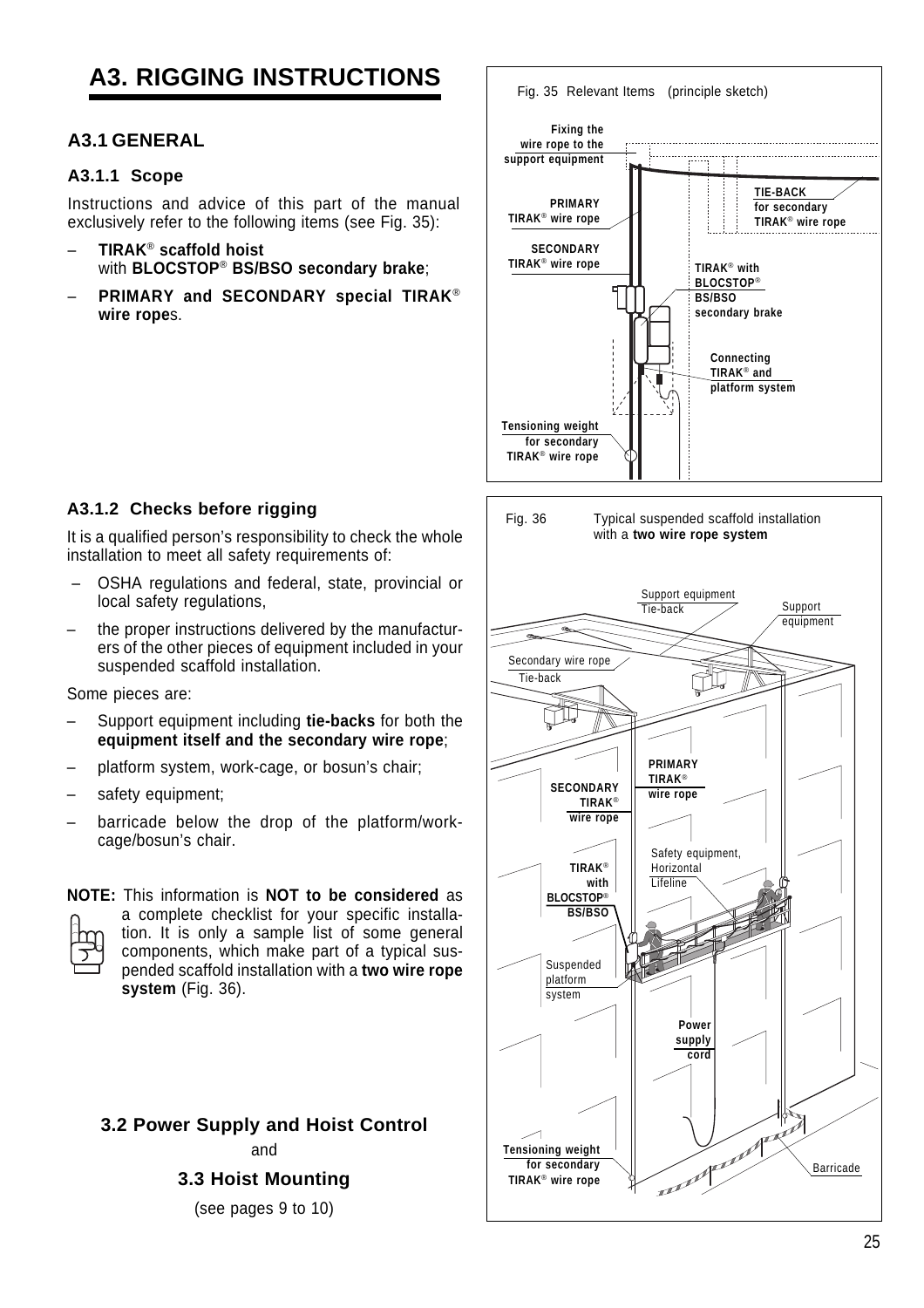# A3. RIGGING INSTRUCTIONS

## A3.1 GENERAL

### A3.1.1 Scope

Instructions and advice of this part of the manual exclusively refer to the following items (see Fig. 35):

- **TIRAK® scaffold hoist** with **BLOCSTOP® BS/BSO secondary brake**;
- **PRIMARY and SECONDARY special TIRAK® wire rope**s.

Fig. 35 Relevant Items (principle sketch)

Fixing the wire rope to the support equipment

PRIMARY TIRAK® wire rope

SECONDARY TIRAK® wire rope

TIE-BACK for secondary TIRAK® wire rope

TIRAK® with BLOCSTOP® BS/BSO secondary brake

Connecting TIRAK® and platform system

Tensioning weight for secondary TIRAK® wire rope

### A3.1.2 Checks before rigging

It is a qualified person's responsibility to check the whole installation to meet all safety requirements of:

- OSHA regulations and federal, state, provincial or local safety regulations,
- the proper instructions delivered by the manufacturers of the other pieces of equipment included in your suspended scaffold installation.

Some pieces are:

- Support equipment including **tie-backs** for both the **equipment itself and the secondary wire rope**;
- platform system, work-cage, or bosun's chair;
- safety equipment;
- barricade below the drop of the platform/work-cage/bosun's chair.

**NOTE:** This information is **NOT to be considered** as a complete checklist for your specific installation. It is only a sample list of some general components, which make part of a typical suspended scaffold installation with a **two wire rope system** (Fig. 36).

Fig. 36 Typical suspended scaffold installation with a **two wire rope system**

Support equipment Tie-back

Support equipment

Secondary wire rope Tie-back

PRIMARY TIRAK® wire rope

SECONDARY TIRAK® wire rope

Safety equipment, Horizontal Lifeline

TIRAK® with BLOCSTOP® BS/BSO

Suspended platform system

Power supply cord

Tensioning weight for secondary TIRAK® wire rope

Barricade

**3.2 Power Supply and Hoist Control**

and

**3.3 Hoist Mounting**

(see pages 9 to 10)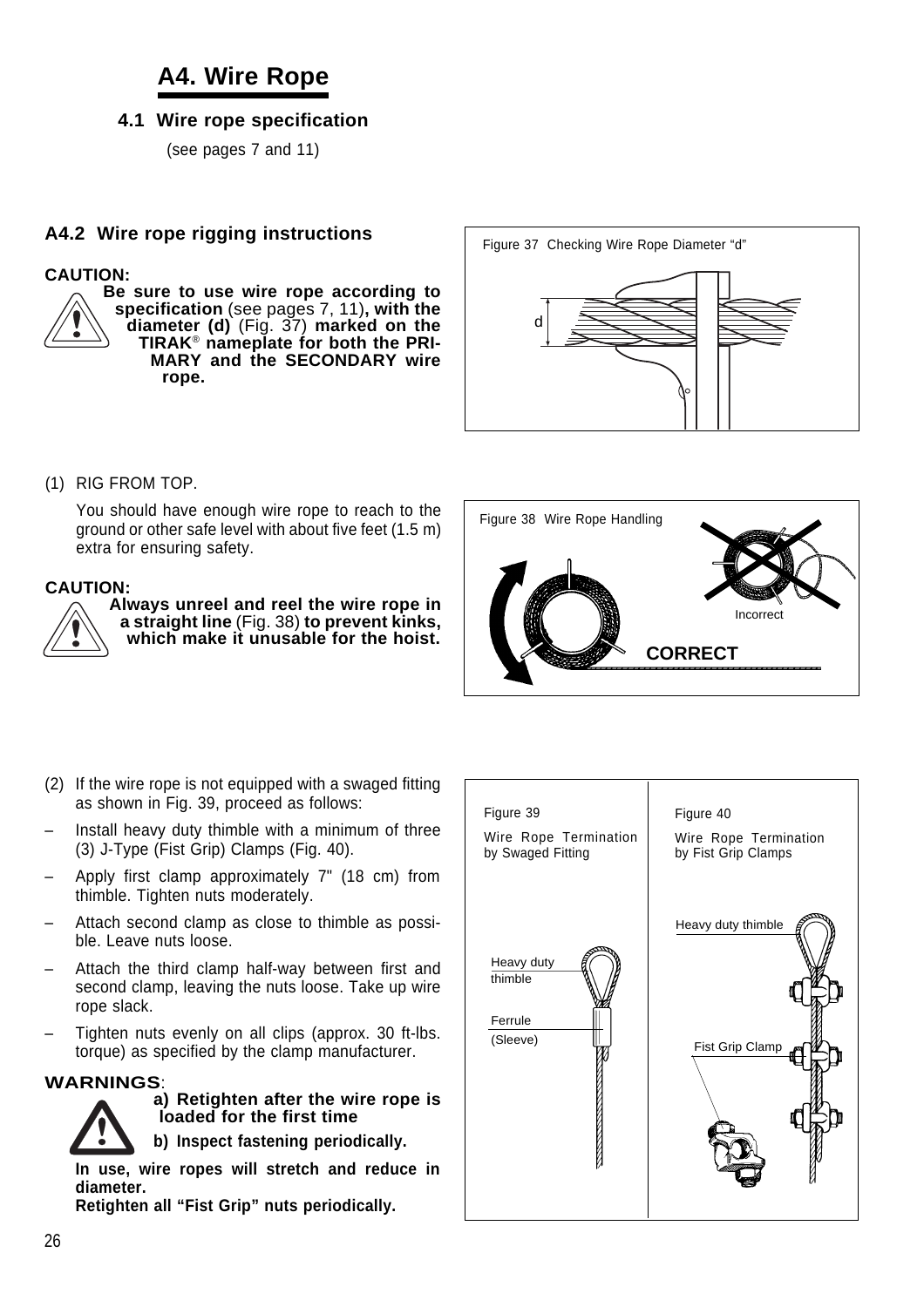# A4. Wire Rope

## 4.1 Wire rope specification

(see pages 7 and 11)

## A4.2 Wire rope rigging instructions

**CAUTION:**
**Be sure to use wire rope according to specification** (see pages 7, 11)**, with the diameter (d)** (Fig. 37) **marked on the TIRAK® nameplate for both the PRIMARY and the SECONDARY wire rope.**

Figure 37 Checking Wire Rope Diameter "d"

d

(1) RIG FROM TOP.

You should have enough wire rope to reach to the ground or other safe level with about five feet (1.5 m) extra for ensuring safety.

**CAUTION:**
**Always unreel and reel the wire rope in a straight line** (Fig. 38) **to prevent kinks, which make it unusable for the hoist.**

Figure 38 Wire Rope Handling

Incorrect

**CORRECT**

(2) If the wire rope is not equipped with a swaged fitting as shown in Fig. 39, proceed as follows:

- Install heavy duty thimble with a minimum of three (3) J-Type (Fist Grip) Clamps (Fig. 40).
- Apply first clamp approximately 7" (18 cm) from thimble. Tighten nuts moderately.
- Attach second clamp as close to thimble as possible. Leave nuts loose.
- Attach the third clamp half-way between first and second clamp, leaving the nuts loose. Take up wire rope slack.
- Tighten nuts evenly on all clips (approx. 30 ft-lbs. torque) as specified by the clamp manufacturer.

**WARNINGS**:
**a) Retighten after the wire rope is loaded for the first time**
**b) Inspect fastening periodically.**

**In use, wire ropes will stretch and reduce in diameter.**
**Retighten all "Fist Grip" nuts periodically.**

Figure 39
Wire Rope Termination by Swaged Fitting

Heavy duty thimble

Ferrule (Sleeve)

Figure 40
Wire Rope Termination by Fist Grip Clamps

Heavy duty thimble

Fist Grip Clamp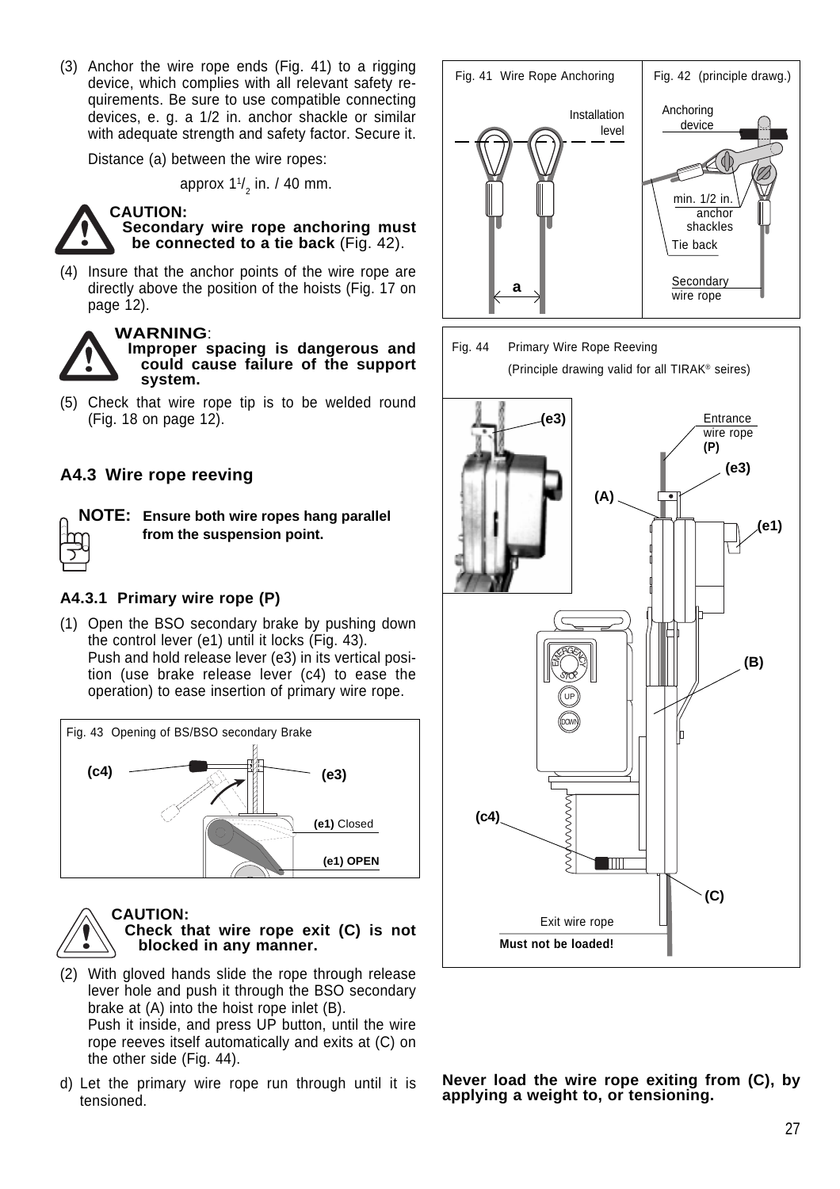(3) Anchor the wire rope ends (Fig. 41) to a rigging device, which complies with all relevant safety requirements. Be sure to use compatible connecting devices, e. g. a 1/2 in. anchor shackle or similar with adequate strength and safety factor. Secure it.

Distance (a) between the wire ropes:

approx $1^1/_2$ in. / 40 mm.

**CAUTION:**
**Secondary wire rope anchoring must be connected to a tie back** (Fig. 42).

(4) Insure that the anchor points of the wire rope are directly above the position of the hoists (Fig. 17 on page 12).

**WARNING:**
**Improper spacing is dangerous and could cause failure of the support system.**

(5) Check that wire rope tip is to be welded round (Fig. 18 on page 12).

Fig. 41 Wire Rope Anchoring

Installation level

a

Fig. 42 (principle drawg.)

Anchoring device

min. 1/2 in. anchor shackles

Tie back

Secondary wire rope

## A4.3 Wire rope reeving

**NOTE: Ensure both wire ropes hang parallel from the suspension point.**

### A4.3.1 Primary wire rope (P)

(1) Open the BSO secondary brake by pushing down the control lever (e1) until it locks (Fig. 43).
Push and hold release lever (e3) in its vertical position (use brake release lever (c4) to ease the operation) to ease insertion of primary wire rope.

Fig. 43 Opening of BS/BSO secondary Brake

(c4) (e3) **(e1)** Closed **(e1) OPEN**

**CAUTION:**
**Check that wire rope exit (C) is not blocked in any manner.**

(2) With gloved hands slide the rope through release lever hole and push it through the BSO secondary brake at (A) into the hoist rope inlet (B).
Push it inside, and press UP button, until the wire rope reeves itself automatically and exits at (C) on the other side (Fig. 44).

d) Let the primary wire rope run through until it is tensioned.

Fig. 44 Primary Wire Rope Reeving

(Principle drawing valid for all TIRAK® seires)

(e3) Entrance wire rope **(P)** (e3) (A) (e1) (B) (c4) (C)

Exit wire rope

**Must not be loaded!**

**Never load the wire rope exiting from (C), by applying a weight to, or tensioning.**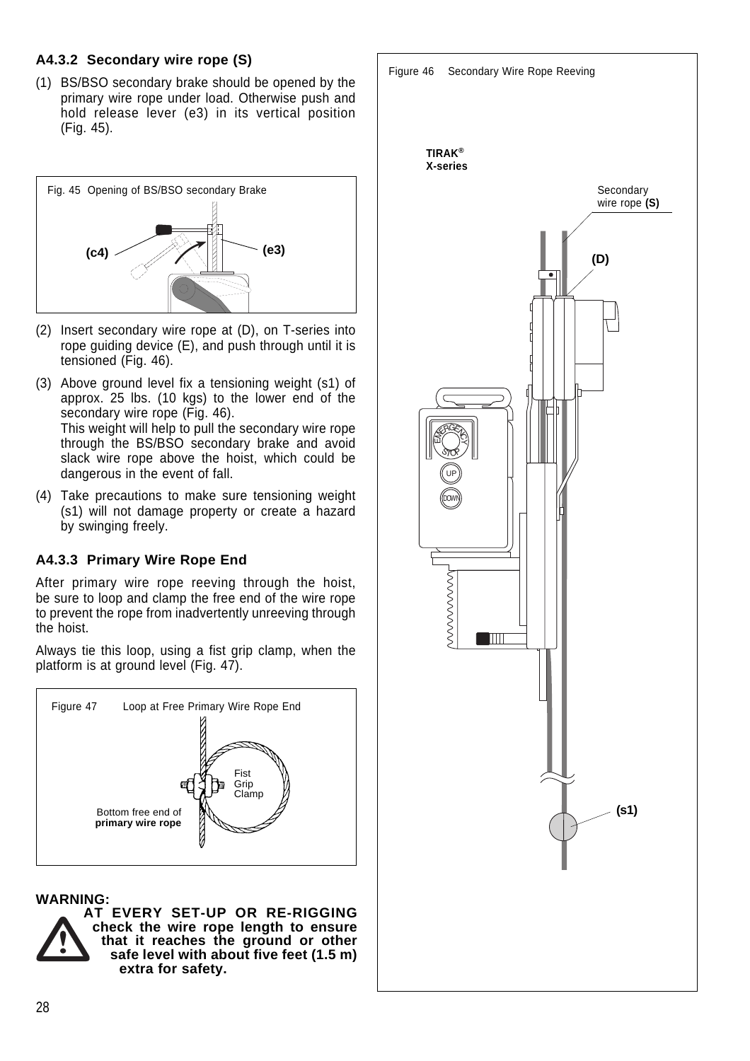#### A4.3.2 Secondary wire rope (S)

(1) BS/BSO secondary brake should be opened by the primary wire rope under load. Otherwise push and hold release lever (e3) in its vertical position (Fig. 45).

Fig. 45 Opening of BS/BSO secondary Brake

(2) Insert secondary wire rope at (D), on T-series into rope guiding device (E), and push through until it is tensioned (Fig. 46).

(3) Above ground level fix a tensioning weight (s1) of approx. 25 lbs. (10 kgs) to the lower end of the secondary wire rope (Fig. 46).
This weight will help to pull the secondary wire rope through the BS/BSO secondary brake and avoid slack wire rope above the hoist, which could be dangerous in the event of fall.

(4) Take precautions to make sure tensioning weight (s1) will not damage property or create a hazard by swinging freely.

#### A4.3.3 Primary Wire Rope End

After primary wire rope reeving through the hoist, be sure to loop and clamp the free end of the wire rope to prevent the rope from inadvertently unreeving through the hoist.

Always tie this loop, using a fist grip clamp, when the platform is at ground level (Fig. 47).

Figure 47 Loop at Free Primary Wire Rope End

**WARNING:**

**AT EVERY SET-UP OR RE-RIGGING check the wire rope length to ensure that it reaches the ground or other safe level with about five feet (1.5 m) extra for safety.**

Figure 46 Secondary Wire Rope Reeving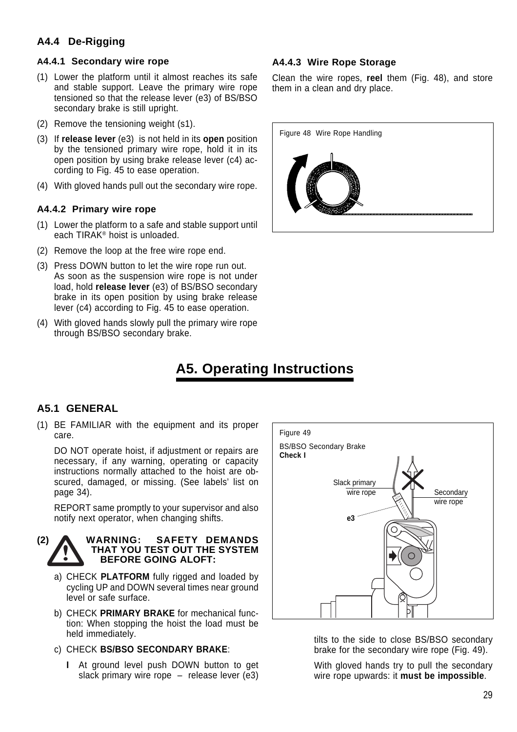## A4.4 De-Rigging

### A4.4.1 Secondary wire rope

(1) Lower the platform until it almost reaches its safe and stable support. Leave the primary wire rope tensioned so that the release lever (e3) of BS/BSO secondary brake is still upright.

(2) Remove the tensioning weight (s1).

(3) If **release lever** (e3) is not held in its **open** position by the tensioned primary wire rope, hold it in its open position by using brake release lever (c4) according to Fig. 45 to ease operation.

(4) With gloved hands pull out the secondary wire rope.

### A4.4.2 Primary wire rope

(1) Lower the platform to a safe and stable support until each TIRAK® hoist is unloaded.

(2) Remove the loop at the free wire rope end.

(3) Press DOWN button to let the wire rope run out. As soon as the suspension wire rope is not under load, hold **release lever** (e3) of BS/BSO secondary brake in its open position by using brake release lever (c4) according to Fig. 45 to ease operation.

(4) With gloved hands slowly pull the primary wire rope through BS/BSO secondary brake.

### A4.4.3 Wire Rope Storage

Clean the wire ropes, **reel** them (Fig. 48), and store them in a clean and dry place.

Figure 48 Wire Rope Handling

# A5. Operating Instructions

## A5.1 GENERAL

(1) BE FAMILIAR with the equipment and its proper care.

DO NOT operate hoist, if adjustment or repairs are necessary, if any warning, operating or capacity instructions normally attached to the hoist are obscured, damaged, or missing. (See labels' list on page 34).

REPORT same promptly to your supervisor and also notify next operator, when changing shifts.

(2) **WARNING: SAFETY DEMANDS THAT YOU TEST OUT THE SYSTEM BEFORE GOING ALOFT:**

a) CHECK **PLATFORM** fully rigged and loaded by cycling UP and DOWN several times near ground level or safe surface.

b) CHECK **PRIMARY BRAKE** for mechanical function: When stopping the hoist the load must be held immediately.

c) CHECK **BS/BSO SECONDARY BRAKE**:

**I** At ground level push DOWN button to get slack primary wire rope – release lever (e3) tilts to the side to close BS/BSO secondary brake for the secondary wire rope (Fig. 49).

With gloved hands try to pull the secondary wire rope upwards: it **must be impossible**.

Figure 49

BS/BSO Secondary Brake
**Check I**

Slack primary wire rope

Secondary wire rope

e3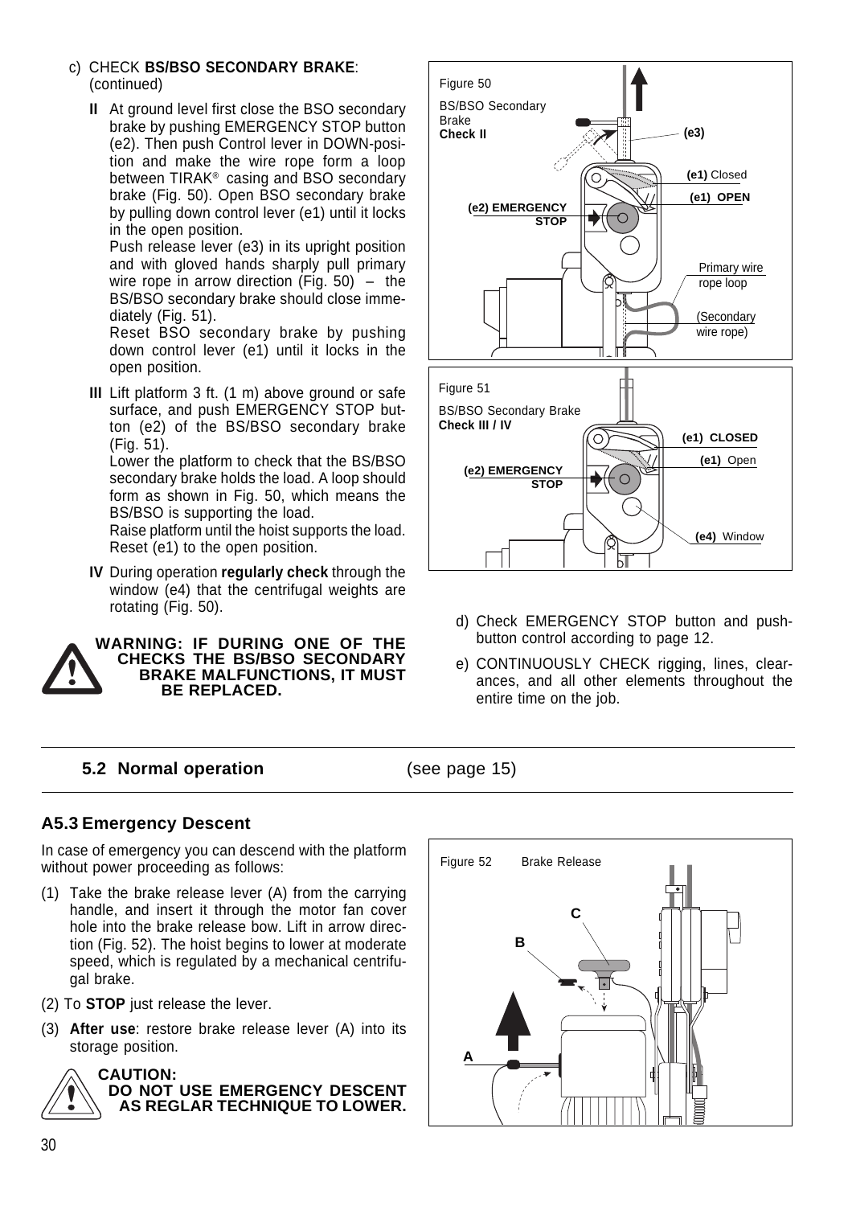c) CHECK **BS/BSO SECONDARY BRAKE**: (continued)

**II** At ground level first close the BSO secondary brake by pushing EMERGENCY STOP button (e2). Then push Control lever in DOWN-position and make the wire rope form a loop between TIRAK® casing and BSO secondary brake (Fig. 50). Open BSO secondary brake by pulling down control lever (e1) until it locks in the open position.
Push release lever (e3) in its upright position and with gloved hands sharply pull primary wire rope in arrow direction (Fig. 50) – the BS/BSO secondary brake should close immediately (Fig. 51).
Reset BSO secondary brake by pushing down control lever (e1) until it locks in the open position.

**III** Lift platform 3 ft. (1 m) above ground or safe surface, and push EMERGENCY STOP button (e2) of the BS/BSO secondary brake (Fig. 51).
Lower the platform to check that the BS/BSO secondary brake holds the load. A loop should form as shown in Fig. 50, which means the BS/BSO is supporting the load.
Raise platform until the hoist supports the load. Reset (e1) to the open position.

**IV** During operation **regularly check** through the window (e4) that the centrifugal weights are rotating (Fig. 50).

**WARNING: IF DURING ONE OF THE CHECKS THE BS/BSO SECONDARY BRAKE MALFUNCTIONS, IT MUST BE REPLACED.**

Figure 50 BS/BSO Secondary Brake **Check II**

Figure 51 BS/BSO Secondary Brake **Check III / IV**

d) Check EMERGENCY STOP button and push-button control according to page 12.

e) CONTINUOUSLY CHECK rigging, lines, clearances, and all other elements throughout the entire time on the job.

## 5.2 Normal operation (see page 15)

## A5.3 Emergency Descent

In case of emergency you can descend with the platform without power proceeding as follows:

(1) Take the brake release lever (A) from the carrying handle, and insert it through the motor fan cover hole into the brake release bow. Lift in arrow direction (Fig. 52). The hoist begins to lower at moderate speed, which is regulated by a mechanical centrifugal brake.

(2) To **STOP** just release the lever.

(3) **After use**: restore brake release lever (A) into its storage position.

**CAUTION:**
**DO NOT USE EMERGENCY DESCENT AS REGLAR TECHNIQUE TO LOWER.**

Figure 52 Brake Release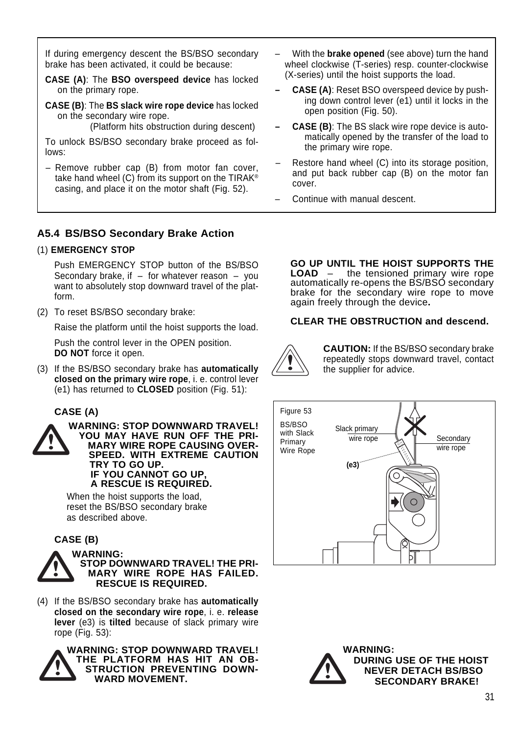If during emergency descent the BS/BSO secondary brake has been activated, it could be because:

**CASE (A)**: The **BSO overspeed device** has locked on the primary rope.

**CASE (B)**: The **BS slack wire rope device** has locked on the secondary wire rope.
(Platform hits obstruction during descent)

To unlock BS/BSO secondary brake proceed as follows:

- Remove rubber cap (B) from motor fan cover, take hand wheel (C) from its support on the TIRAK® casing, and place it on the motor shaft (Fig. 52).
- With the **brake opened** (see above) turn the hand wheel clockwise (T-series) resp. counter-clockwise (X-series) until the hoist supports the load.
- **CASE (A)**: Reset BSO overspeed device by pushing down control lever (e1) until it locks in the open position (Fig. 50).
- **CASE (B)**: The BS slack wire rope device is automatically opened by the transfer of the load to the primary wire rope.
- Restore hand wheel (C) into its storage position, and put back rubber cap (B) on the motor fan cover.
- Continue with manual descent.

## A5.4 BS/BSO Secondary Brake Action

(1) **EMERGENCY STOP**

Push EMERGENCY STOP button of the BS/BSO Secondary brake, if – for whatever reason – you want to absolutely stop downward travel of the platform.

(2) To reset BS/BSO secondary brake:

Raise the platform until the hoist supports the load.

Push the control lever in the OPEN position.
**DO NOT** force it open.

(3) If the BS/BSO secondary brake has **automatically closed on the primary wire rope**, i. e. control lever (e1) has returned to **CLOSED** position (Fig. 51):

**CASE (A)**

**WARNING: STOP DOWNWARD TRAVEL! YOU MAY HAVE RUN OFF THE PRIMARY WIRE ROPE CAUSING OVERSPEED. WITH EXTREME CAUTION TRY TO GO UP. IF YOU CANNOT GO UP, A RESCUE IS REQUIRED.**

When the hoist supports the load, reset the BS/BSO secondary brake as described above.

**CASE (B)**

**WARNING: STOP DOWNWARD TRAVEL! THE PRIMARY WIRE ROPE HAS FAILED. RESCUE IS REQUIRED.**

(4) If the BS/BSO secondary brake has **automatically closed on the secondary wire rope**, i. e. **release lever** (e3) is **tilted** because of slack primary wire rope (Fig. 53):

**WARNING: STOP DOWNWARD TRAVEL! THE PLATFORM HAS HIT AN OBSTRUCTION PREVENTING DOWNWARD MOVEMENT.**

**GO UP UNTIL THE HOIST SUPPORTS THE LOAD** – the tensioned primary wire rope automatically re-opens the BS/BSO secondary brake for the secondary wire rope to move again freely through the device**.**

**CLEAR THE OBSTRUCTION and descend.**

**CAUTION:** If the BS/BSO secondary brake repeatedly stops downward travel, contact the supplier for advice.

Figure 53
BS/BSO with Slack Primary Wire Rope

Slack primary wire rope
Secondary wire rope
(e3)

**WARNING: DURING USE OF THE HOIST NEVER DETACH BS/BSO SECONDARY BRAKE!**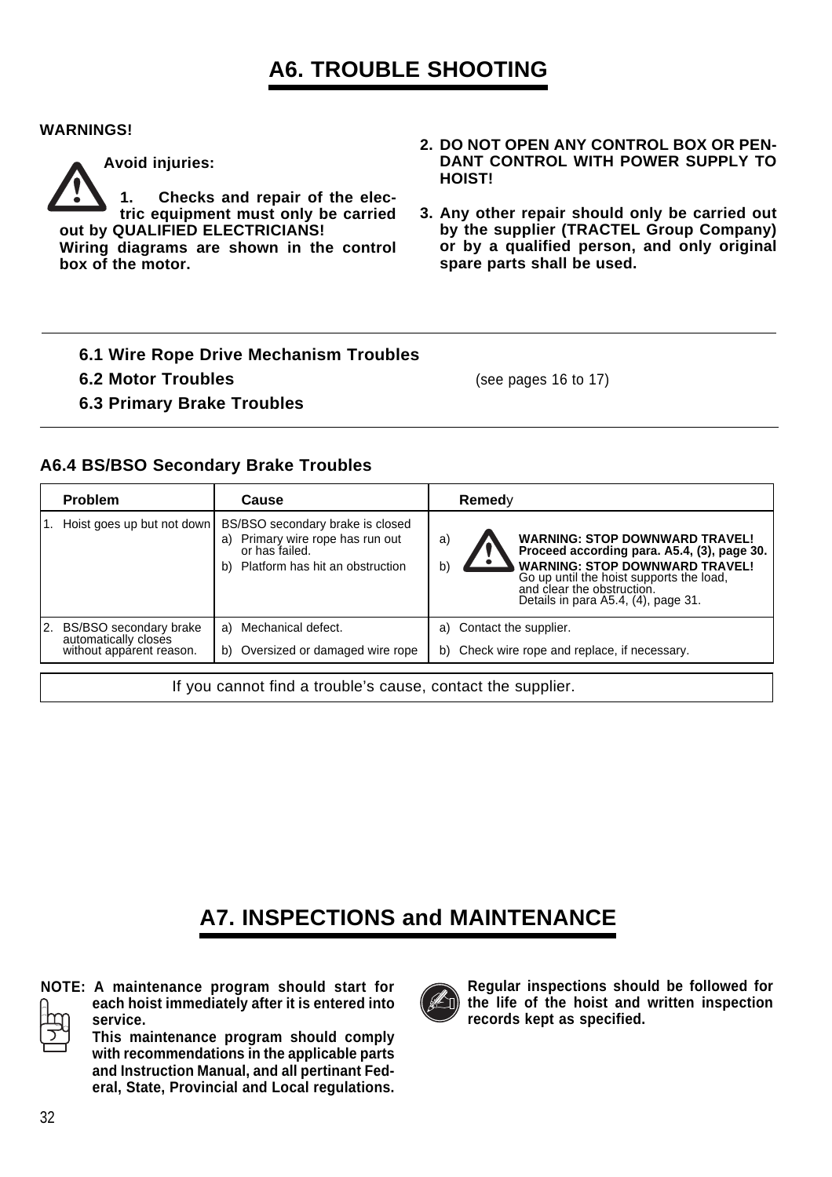# A6. TROUBLE SHOOTING

**WARNINGS!**

**Avoid injuries:**

**1. Checks and repair of the electric equipment must only be carried out by QUALIFIED ELECTRICIANS!**
**Wiring diagrams are shown in the control box of the motor.**

**2. DO NOT OPEN ANY CONTROL BOX OR PENDANT CONTROL WITH POWER SUPPLY TO HOIST!**

**3. Any other repair should only be carried out by the supplier (TRACTEL Group Company) or by a qualified person, and only original spare parts shall be used.**

---

**6.1 Wire Rope Drive Mechanism Troubles**

**6.2 Motor Troubles** (see pages 16 to 17)

**6.3 Primary Brake Troubles**

---

### A6.4 BS/BSO Secondary Brake Troubles

| Problem | Cause | Remedy |
|---|---|---|
| 1. Hoist goes up but not down | BS/BSO secondary brake is closed<br>a) Primary wire rope has run out or has failed.<br>b) Platform has hit an obstruction | a) **WARNING: STOP DOWNWARD TRAVEL! Proceed according para. A5.4, (3), page 30.**<br>b) **WARNING: STOP DOWNWARD TRAVEL!** Go up until the hoist supports the load, and clear the obstruction. Details in para A5.4, (4), page 31. |
| 2. BS/BSO secondary brake automatically closes without apparent reason. | a) Mechanical defect.<br>b) Oversized or damaged wire rope | a) Contact the supplier.<br>b) Check wire rope and replace, if necessary. |

If you cannot find a trouble's cause, contact the supplier.

# A7. INSPECTIONS and MAINTENANCE

**NOTE: A maintenance program should start for each hoist immediately after it is entered into service.**
**This maintenance program should comply with recommendations in the applicable parts and Instruction Manual, and all pertinant Federal, State, Provincial and Local regulations.**

**Regular inspections should be followed for the life of the hoist and written inspection records kept as specified.**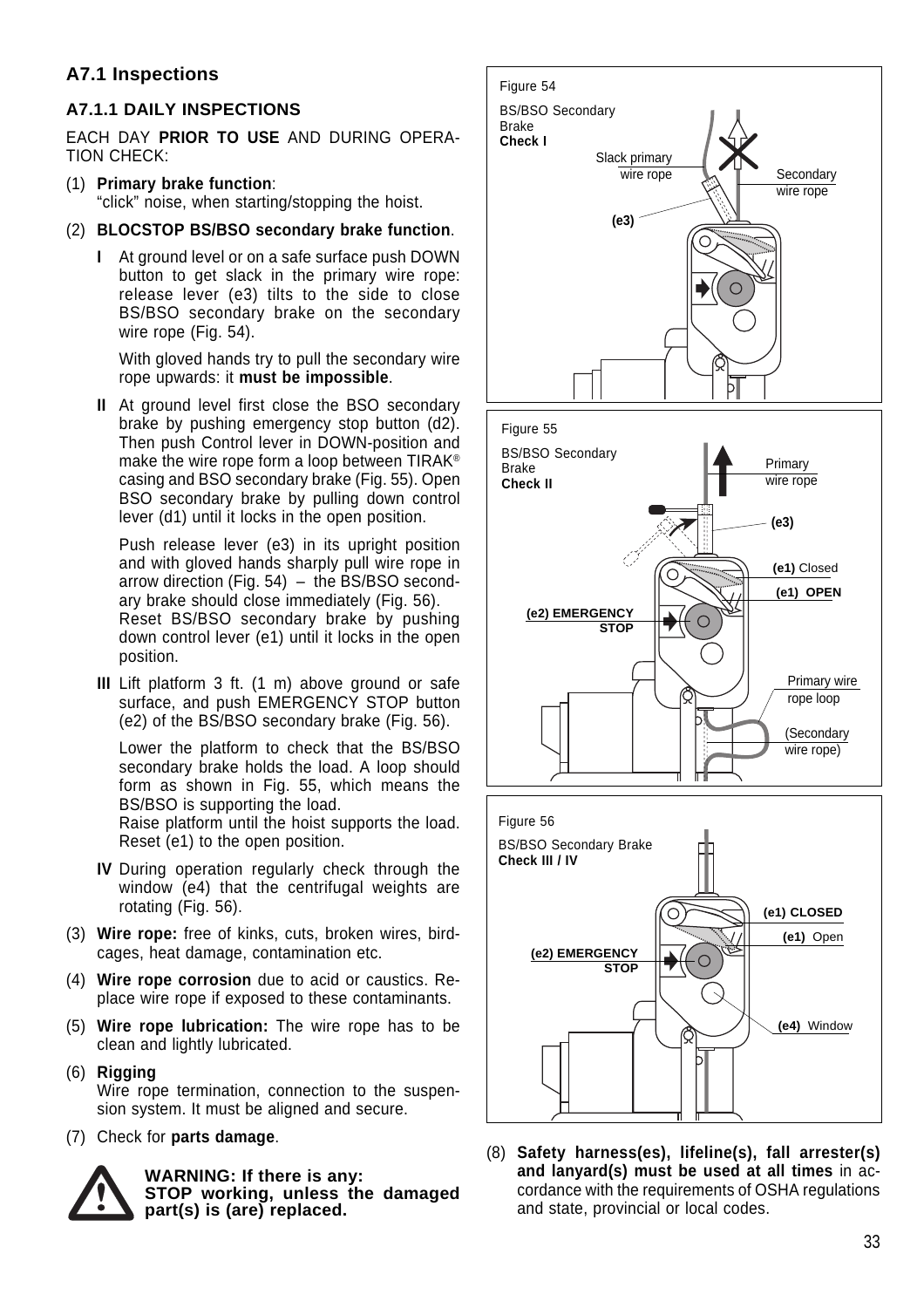## A7.1 Inspections

### A7.1.1 DAILY INSPECTIONS

EACH DAY **PRIOR TO USE** AND DURING OPERATION CHECK:

(1) **Primary brake function**:
"click" noise, when starting/stopping the hoist.

(2) **BLOCSTOP BS/BSO secondary brake function**.

**I** At ground level or on a safe surface push DOWN button to get slack in the primary wire rope: release lever (e3) tilts to the side to close BS/BSO secondary brake on the secondary wire rope (Fig. 54).

With gloved hands try to pull the secondary wire rope upwards: it **must be impossible**.

**II** At ground level first close the BSO secondary brake by pushing emergency stop button (d2). Then push Control lever in DOWN-position and make the wire rope form a loop between TIRAK® casing and BSO secondary brake (Fig. 55). Open BSO secondary brake by pulling down control lever (d1) until it locks in the open position.

Push release lever (e3) in its upright position and with gloved hands sharply pull wire rope in arrow direction (Fig. 54) – the BS/BSO secondary brake should close immediately (Fig. 56).
Reset BS/BSO secondary brake by pushing down control lever (e1) until it locks in the open position.

**III** Lift platform 3 ft. (1 m) above ground or safe surface, and push EMERGENCY STOP button (e2) of the BS/BSO secondary brake (Fig. 56).

Lower the platform to check that the BS/BSO secondary brake holds the load. A loop should form as shown in Fig. 55, which means the BS/BSO is supporting the load.
Raise platform until the hoist supports the load. Reset (e1) to the open position.

**IV** During operation regularly check through the window (e4) that the centrifugal weights are rotating (Fig. 56).

(3) **Wire rope:** free of kinks, cuts, broken wires, birdcages, heat damage, contamination etc.

(4) **Wire rope corrosion** due to acid or caustics. Replace wire rope if exposed to these contaminants.

(5) **Wire rope lubrication:** The wire rope has to be clean and lightly lubricated.

(6) **Rigging**
Wire rope termination, connection to the suspension system. It must be aligned and secure.

(7) Check for **parts damage**.

**WARNING: If there is any:
STOP working, unless the damaged part(s) is (are) replaced.**

Figure 54
BS/BSO Secondary Brake
**Check I**
Slack primary wire rope
Secondary wire rope
**(e3)**

Figure 55
BS/BSO Secondary Brake
**Check II**
Primary wire rope
**(e3)**
**(e1)** Closed
**(e1) OPEN**
**(e2) EMERGENCY STOP**
Primary wire rope loop
(Secondary wire rope)

Figure 56
BS/BSO Secondary Brake
**Check III / IV**
**(e1) CLOSED**
**(e1)** Open
**(e2) EMERGENCY STOP**
**(e4)** Window

(8) **Safety harness(es), lifeline(s), fall arrester(s) and lanyard(s) must be used at all times** in accordance with the requirements of OSHA regulations and state, provincial or local codes.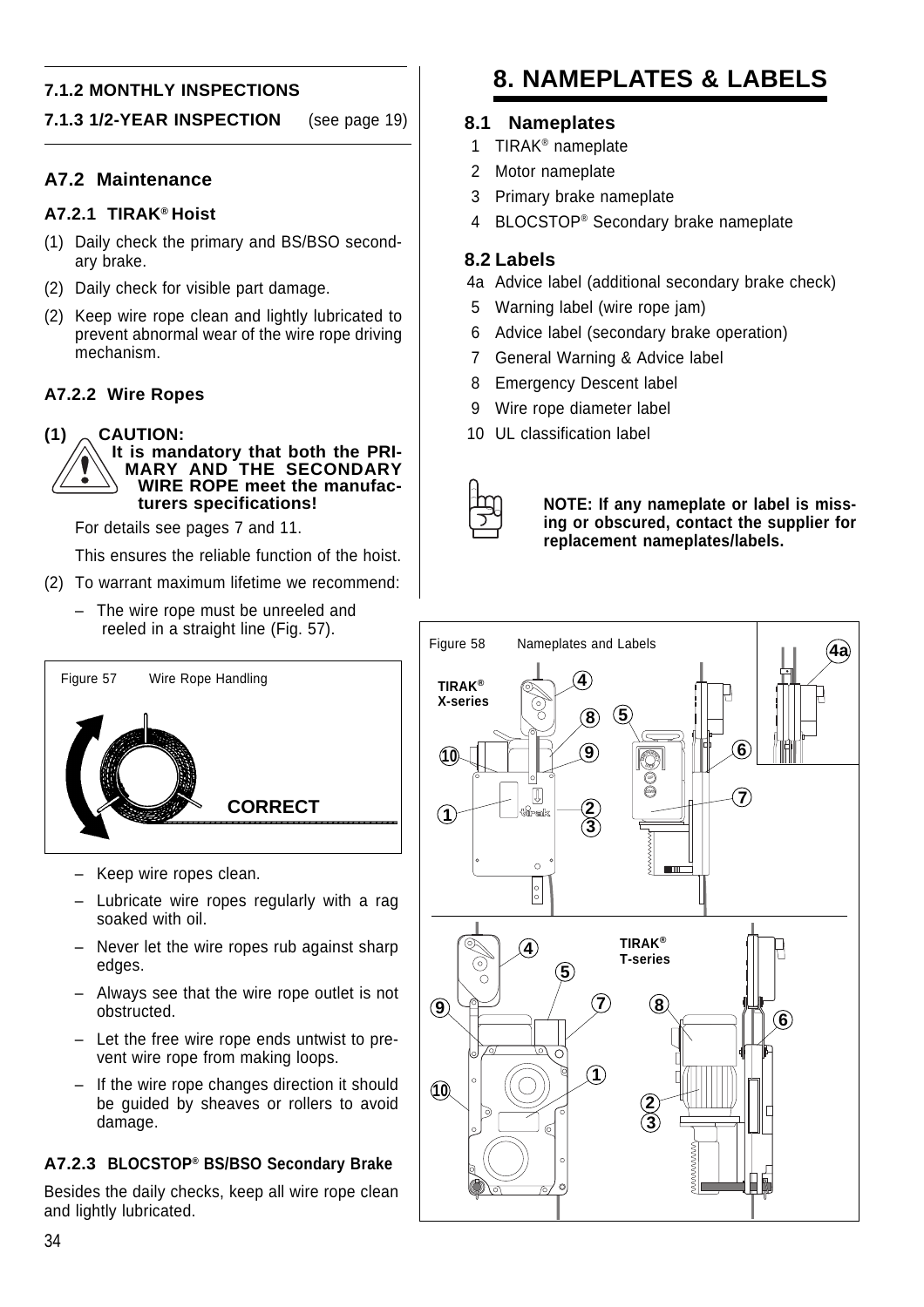### 7.1.2 MONTHLY INSPECTIONS

### 7.1.3 1/2-YEAR INSPECTION (see page 19)

## A7.2 Maintenance

### A7.2.1 TIRAK® Hoist

(1) Daily check the primary and BS/BSO secondary brake.

(2) Daily check for visible part damage.

(2) Keep wire rope clean and lightly lubricated to prevent abnormal wear of the wire rope driving mechanism.

### A7.2.2 Wire Ropes

(1) **CAUTION:**
**It is mandatory that both the PRIMARY AND THE SECONDARY WIRE ROPE meet the manufacturers specifications!**

For details see pages 7 and 11.

This ensures the reliable function of the hoist.

(2) To warrant maximum lifetime we recommend:

– The wire rope must be unreeled and reeled in a straight line (Fig. 57).

Figure 57 Wire Rope Handling

CORRECT

– Keep wire ropes clean.

– Lubricate wire ropes regularly with a rag soaked with oil.

– Never let the wire ropes rub against sharp edges.

– Always see that the wire rope outlet is not obstructed.

– Let the free wire rope ends untwist to prevent wire rope from making loops.

– If the wire rope changes direction it should be guided by sheaves or rollers to avoid damage.

### A7.2.3 BLOCSTOP® BS/BSO Secondary Brake

Besides the daily checks, keep all wire rope clean and lightly lubricated.

# 8. NAMEPLATES & LABELS

## 8.1 Nameplates

1 TIRAK® nameplate
2 Motor nameplate
3 Primary brake nameplate
4 BLOCSTOP® Secondary brake nameplate

## 8.2 Labels

4a Advice label (additional secondary brake check)
5 Warning label (wire rope jam)
6 Advice label (secondary brake operation)
7 General Warning & Advice label
8 Emergency Descent label
9 Wire rope diameter label
10 UL classification label

**NOTE: If any nameplate or label is missing or obscured, contact the supplier for replacement nameplates/labels.**

Figure 58 Nameplates and Labels

TIRAK® X-series

TIRAK® T-series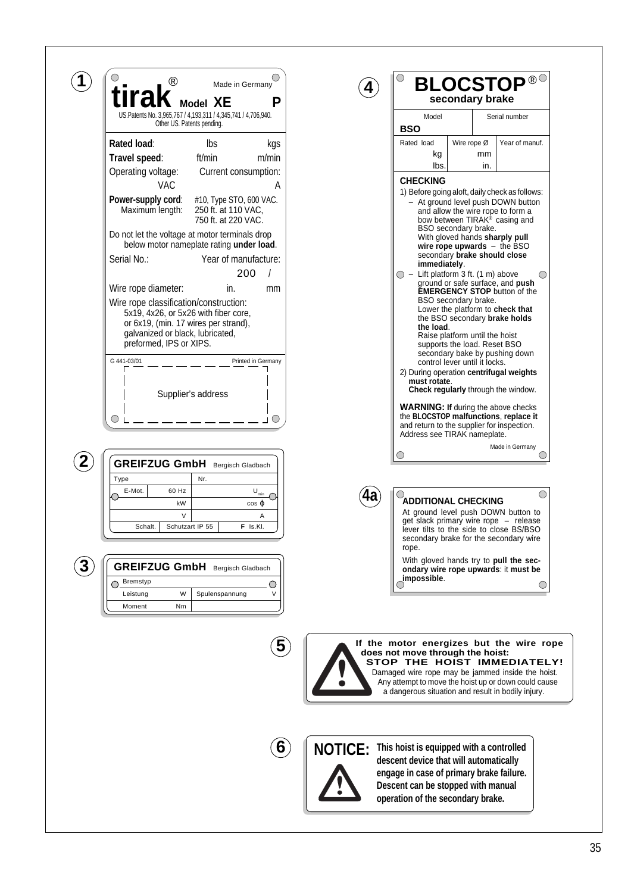## 1

**tirak**® Model **XE** **P**

Made in Germany

US.Patents No. 3,965,767 / 4,193,311 / 4,345,741 / 4,706,940.
Other US. Patents pending.

**Rated load**: lbs kgs

**Travel speed**: ft/min m/min

Operating voltage: Current consumption:
VAC A

**Power-supply cord**: #10, Type STO, 600 VAC.
Maximum length: 250 ft. at 110 VAC, 750 ft. at 220 VAC.

Do not let the voltage at motor terminals drop below motor nameplate rating **under load**.

Serial No.: Year of manufacture:
200 /

Wire rope diameter: in. mm

Wire rope classification/construction:
5x19, 4x26, or 5x26 with fiber core, or 6x19, (min. 17 wires per strand), galvanized or black, lubricated, preformed, IPS or XIPS.

G 441-03/01 Printed in Germany

Supplier's address

## 2

**GREIFZUG GmbH** Bergisch Gladbach

| Type | | Nr. | |
|---|---|---|---|
| E-Mot. | 60 Hz | | $U_{min}$ |
| | kW | | cos ϕ |
| | V | | A |
| Schalt. | Schutzart IP 55 | | **F** Is.Kl. |

## 3

**GREIFZUG GmbH** Bergisch Gladbach

| Bremstyp | | | |
|---|---|---|---|
| Leistung | W | Spulenspannung | V |
| Moment | Nm | | |

## 4

**BLOCSTOP**®
**secondary brake**

| Model | | Serial number |
|---|---|---|
| **BSO** | | |
| Rated load kg / lbs. | Wire rope Ø mm / in. | Year of manuf. |

**CHECKING**

1) Before going aloft, daily check as follows:
   - At ground level push DOWN button and allow the wire rope to form a bow between TIRAK® casing and BSO secondary brake. With gloved hands **sharply pull wire rope upwards** – the BSO secondary **brake should close immediately**.
   - Lift platform 3 ft. (1 m) above ground or safe surface, and **push EMERGENCY STOP** button of the BSO secondary brake. Lower the platform to **check that** the BSO secondary **brake holds the load**. Raise platform until the hoist supports the load. Reset BSO secondary bake by pushing down control lever until it locks.
2) During operation **centrifugal weights must rotate**. **Check regularly** through the window.

**WARNING: If** during the above checks the **BLOCSTOP malfunctions**, **replace it** and return to the supplier for inspection. Address see TIRAK nameplate.

Made in Germany

## 4a

**ADDITIONAL CHECKING**

At ground level push DOWN button to get slack primary wire rope – release lever tilts to the side to close BS/BSO secondary brake for the secondary wire rope.

With gloved hands try to **pull the secondary wire rope upwards**: it **must be impossible**.

## 5

**If the motor energizes but the wire rope does not move through the hoist:**
**STOP THE HOIST IMMEDIATELY!**
Damaged wire rope may be jammed inside the hoist. Any attempt to move the hoist up or down could cause a dangerous situation and result in bodily injury.

## 6

**NOTICE:** **This hoist is equipped with a controlled descent device that will automatically engage in case of primary brake failure. Descent can be stopped with manual operation of the secondary brake.**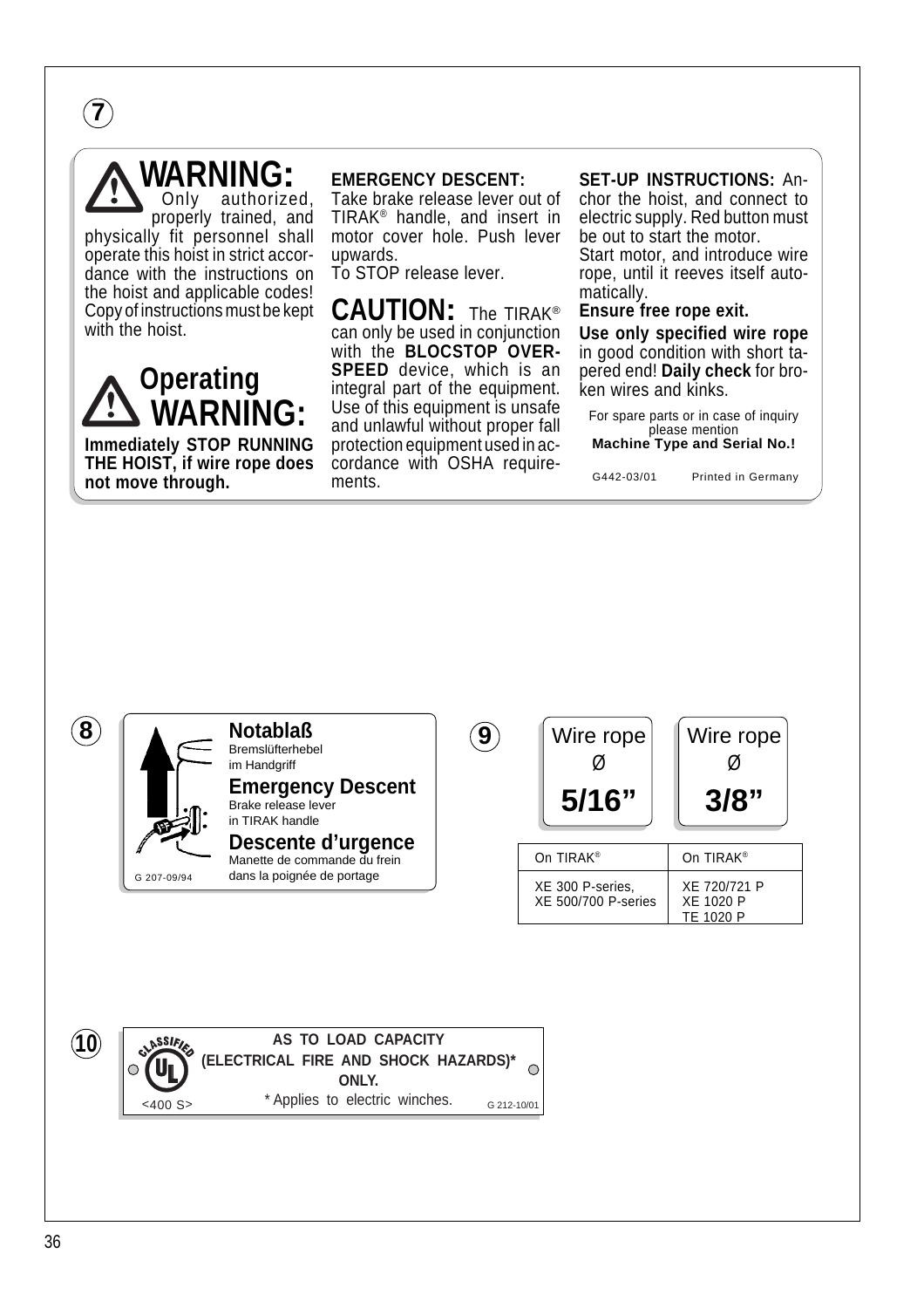**7**

## ⚠ WARNING:

Only authorized, properly trained, and physically fit personnel shall operate this hoist in strict accordance with the instructions on the hoist and applicable codes! Copy of instructions must be kept with the hoist.

## ⚠ Operating WARNING:

**Immediately STOP RUNNING THE HOIST, if wire rope does not move through.**

**EMERGENCY DESCENT:**
Take brake release lever out of TIRAK® handle, and insert in motor cover hole. Push lever upwards.
To STOP release lever.

**CAUTION:** The TIRAK® can only be used in conjunction with the **BLOCSTOP OVER-SPEED** device, which is an integral part of the equipment. Use of this equipment is unsafe and unlawful without proper fall protection equipment used in accordance with OSHA requirements.

**SET-UP INSTRUCTIONS:** Anchor the hoist, and connect to electric supply. Red button must be out to start the motor.
Start motor, and introduce wire rope, until it reeves itself automatically.
**Ensure free rope exit.**
**Use only specified wire rope** in good condition with short tapered end! **Daily check** for broken wires and kinks.

For spare parts or in case of inquiry please mention
**Machine Type and Serial No.!**

G442-03/01 Printed in Germany

**8**

**Notablaß**
Bremslüfterhebel
im Handgriff

**Emergency Descent**
Brake release lever
in TIRAK handle

**Descente d'urgence**
Manette de commande du frein
dans la poignée de portage

G 207-09/94

**9**

| Wire rope Ø **5/16"** | Wire rope Ø **3/8"** |
|---|---|
| On TIRAK® | On TIRAK® |
| XE 300 P-series, XE 500/700 P-series | XE 720/721 P XE 1020 P TE 1020 P |

**10**

CLASSIFIED UL

**AS TO LOAD CAPACITY (ELECTRICAL FIRE AND SHOCK HAZARDS)* ONLY.**

* Applies to electric winches.

<400 S> G 212-10/01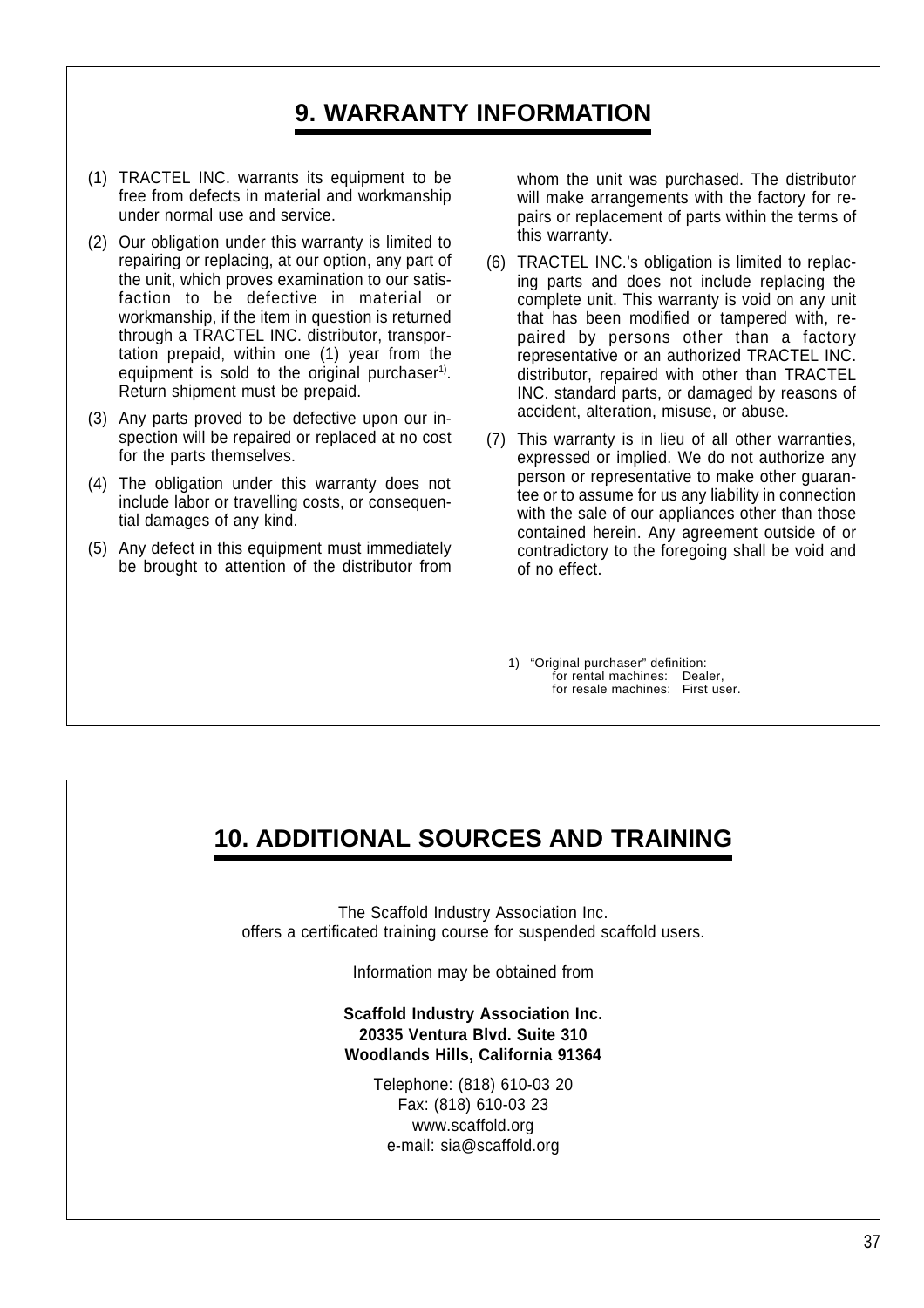## 9. WARRANTY INFORMATION

(1) TRACTEL INC. warrants its equipment to be free from defects in material and workmanship under normal use and service.

(2) Our obligation under this warranty is limited to repairing or replacing, at our option, any part of the unit, which proves examination to our satisfaction to be defective in material or workmanship, if the item in question is returned through a TRACTEL INC. distributor, transportation prepaid, within one (1) year from the equipment is sold to the original purchaser[1]. Return shipment must be prepaid.

(3) Any parts proved to be defective upon our inspection will be repaired or replaced at no cost for the parts themselves.

(4) The obligation under this warranty does not include labor or travelling costs, or consequential damages of any kind.

(5) Any defect in this equipment must immediately be brought to attention of the distributor from whom the unit was purchased. The distributor will make arrangements with the factory for repairs or replacement of parts within the terms of this warranty.

(6) TRACTEL INC.'s obligation is limited to replacing parts and does not include replacing the complete unit. This warranty is void on any unit that has been modified or tampered with, repaired by persons other than a factory representative or an authorized TRACTEL INC. distributor, repaired with other than TRACTEL INC. standard parts, or damaged by reasons of accident, alteration, misuse, or abuse.

(7) This warranty is in lieu of all other warranties, expressed or implied. We do not authorize any person or representative to make other guarantee or to assume for us any liability in connection with the sale of our appliances other than those contained herein. Any agreement outside of or contradictory to the foregoing shall be void and of no effect.

1) "Original purchaser" definition:
for rental machines: Dealer,
for resale machines: First user.

## 10. ADDITIONAL SOURCES AND TRAINING

The Scaffold Industry Association Inc.
offers a certificated training course for suspended scaffold users.

Information may be obtained from

**Scaffold Industry Association Inc.**
**20335 Ventura Blvd. Suite 310**
**Woodlands Hills, California 91364**

Telephone: (818) 610-03 20
Fax: (818) 610-03 23
www.scaffold.org
e-mail: sia@scaffold.org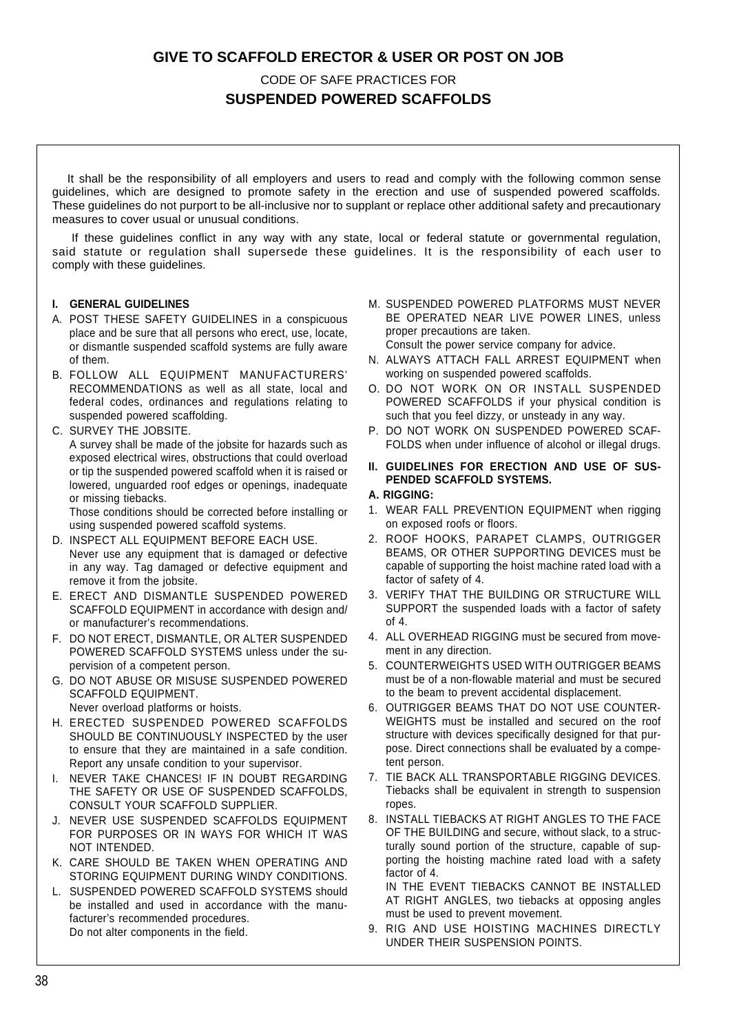**GIVE TO SCAFFOLD ERECTOR & USER OR POST ON JOB**

CODE OF SAFE PRACTICES FOR

# SUSPENDED POWERED SCAFFOLDS

It shall be the responsibility of all employers and users to read and comply with the following common sense guidelines, which are designed to promote safety in the erection and use of suspended powered scaffolds. These guidelines do not purport to be all-inclusive nor to supplant or replace other additional safety and precautionary measures to cover usual or unusual conditions.

If these guidelines conflict in any way with any state, local or federal statute or governmental regulation, said statute or regulation shall supersede these guidelines. It is the responsibility of each user to comply with these guidelines.

## I. GENERAL GUIDELINES

A. POST THESE SAFETY GUIDELINES in a conspicuous place and be sure that all persons who erect, use, locate, or dismantle suspended scaffold systems are fully aware of them.

B. FOLLOW ALL EQUIPMENT MANUFACTURERS' RECOMMENDATIONS as well as all state, local and federal codes, ordinances and regulations relating to suspended powered scaffolding.

C. SURVEY THE JOBSITE.
A survey shall be made of the jobsite for hazards such as exposed electrical wires, obstructions that could overload or tip the suspended powered scaffold when it is raised or lowered, unguarded roof edges or openings, inadequate or missing tiebacks.
Those conditions should be corrected before installing or using suspended powered scaffold systems.

D. INSPECT ALL EQUIPMENT BEFORE EACH USE.
Never use any equipment that is damaged or defective in any way. Tag damaged or defective equipment and remove it from the jobsite.

E. ERECT AND DISMANTLE SUSPENDED POWERED SCAFFOLD EQUIPMENT in accordance with design and/ or manufacturer's recommendations.

F. DO NOT ERECT, DISMANTLE, OR ALTER SUSPENDED POWERED SCAFFOLD SYSTEMS unless under the supervision of a competent person.

G. DO NOT ABUSE OR MISUSE SUSPENDED POWERED SCAFFOLD EQUIPMENT.
Never overload platforms or hoists.

H. ERECTED SUSPENDED POWERED SCAFFOLDS SHOULD BE CONTINUOUSLY INSPECTED by the user to ensure that they are maintained in a safe condition. Report any unsafe condition to your supervisor.

I. NEVER TAKE CHANCES! IF IN DOUBT REGARDING THE SAFETY OR USE OF SUSPENDED SCAFFOLDS, CONSULT YOUR SCAFFOLD SUPPLIER.

J. NEVER USE SUSPENDED SCAFFOLDS EQUIPMENT FOR PURPOSES OR IN WAYS FOR WHICH IT WAS NOT INTENDED.

K. CARE SHOULD BE TAKEN WHEN OPERATING AND STORING EQUIPMENT DURING WINDY CONDITIONS.

L. SUSPENDED POWERED SCAFFOLD SYSTEMS should be installed and used in accordance with the manufacturer's recommended procedures.
Do not alter components in the field.

M. SUSPENDED POWERED PLATFORMS MUST NEVER BE OPERATED NEAR LIVE POWER LINES, unless proper precautions are taken.
Consult the power service company for advice.

N. ALWAYS ATTACH FALL ARREST EQUIPMENT when working on suspended powered scaffolds.

O. DO NOT WORK ON OR INSTALL SUSPENDED POWERED SCAFFOLDS if your physical condition is such that you feel dizzy, or unsteady in any way.

P. DO NOT WORK ON SUSPENDED POWERED SCAFFOLDS when under influence of alcohol or illegal drugs.

## II. GUIDELINES FOR ERECTION AND USE OF SUSPENDED SCAFFOLD SYSTEMS.

### A. RIGGING:

1. WEAR FALL PREVENTION EQUIPMENT when rigging on exposed roofs or floors.
2. ROOF HOOKS, PARAPET CLAMPS, OUTRIGGER BEAMS, OR OTHER SUPPORTING DEVICES must be capable of supporting the hoist machine rated load with a factor of safety of 4.
3. VERIFY THAT THE BUILDING OR STRUCTURE WILL SUPPORT the suspended loads with a factor of safety of 4.
4. ALL OVERHEAD RIGGING must be secured from movement in any direction.
5. COUNTERWEIGHTS USED WITH OUTRIGGER BEAMS must be of a non-flowable material and must be secured to the beam to prevent accidental displacement.
6. OUTRIGGER BEAMS THAT DO NOT USE COUNTERWEIGHTS must be installed and secured on the roof structure with devices specifically designed for that purpose. Direct connections shall be evaluated by a competent person.
7. TIE BACK ALL TRANSPORTABLE RIGGING DEVICES. Tiebacks shall be equivalent in strength to suspension ropes.
8. INSTALL TIEBACKS AT RIGHT ANGLES TO THE FACE OF THE BUILDING and secure, without slack, to a structurally sound portion of the structure, capable of supporting the hoisting machine rated load with a safety factor of 4.
IN THE EVENT TIEBACKS CANNOT BE INSTALLED AT RIGHT ANGLES, two tiebacks at opposing angles must be used to prevent movement.
9. RIG AND USE HOISTING MACHINES DIRECTLY UNDER THEIR SUSPENSION POINTS.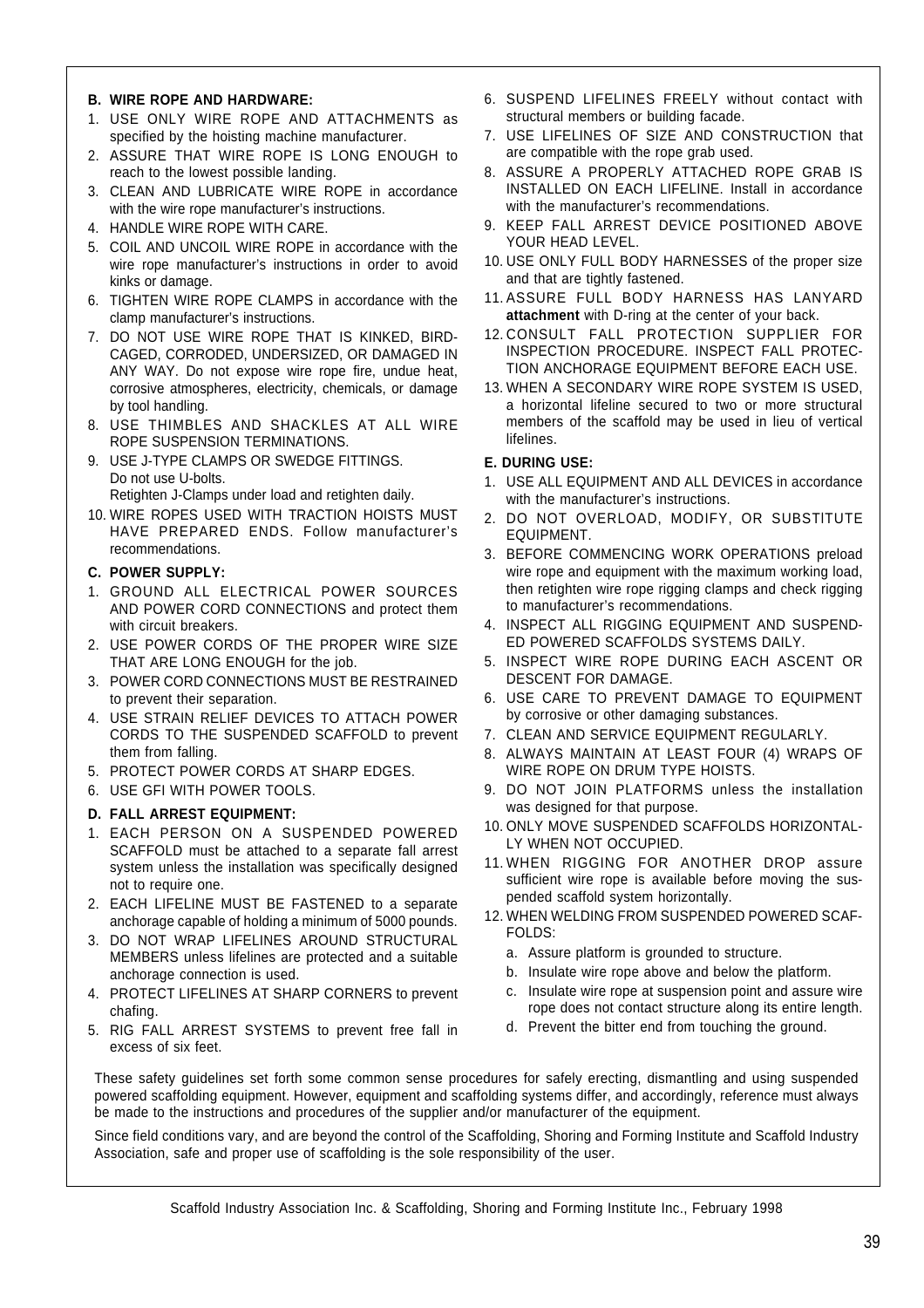### B. WIRE ROPE AND HARDWARE:

1. USE ONLY WIRE ROPE AND ATTACHMENTS as specified by the hoisting machine manufacturer.
2. ASSURE THAT WIRE ROPE IS LONG ENOUGH to reach to the lowest possible landing.
3. CLEAN AND LUBRICATE WIRE ROPE in accordance with the wire rope manufacturer's instructions.
4. HANDLE WIRE ROPE WITH CARE.
5. COIL AND UNCOIL WIRE ROPE in accordance with the wire rope manufacturer's instructions in order to avoid kinks or damage.
6. TIGHTEN WIRE ROPE CLAMPS in accordance with the clamp manufacturer's instructions.
7. DO NOT USE WIRE ROPE THAT IS KINKED, BIRD-CAGED, CORRODED, UNDERSIZED, OR DAMAGED IN ANY WAY. Do not expose wire rope fire, undue heat, corrosive atmospheres, electricity, chemicals, or damage by tool handling.
8. USE THIMBLES AND SHACKLES AT ALL WIRE ROPE SUSPENSION TERMINATIONS.
9. USE J-TYPE CLAMPS OR SWEDGE FITTINGS.
   Do not use U-bolts.
   Retighten J-Clamps under load and retighten daily.
10. WIRE ROPES USED WITH TRACTION HOISTS MUST HAVE PREPARED ENDS. Follow manufacturer's recommendations.

### C. POWER SUPPLY:

1. GROUND ALL ELECTRICAL POWER SOURCES AND POWER CORD CONNECTIONS and protect them with circuit breakers.
2. USE POWER CORDS OF THE PROPER WIRE SIZE THAT ARE LONG ENOUGH for the job.
3. POWER CORD CONNECTIONS MUST BE RESTRAINED to prevent their separation.
4. USE STRAIN RELIEF DEVICES TO ATTACH POWER CORDS TO THE SUSPENDED SCAFFOLD to prevent them from falling.
5. PROTECT POWER CORDS AT SHARP EDGES.
6. USE GFI WITH POWER TOOLS.

### D. FALL ARREST EQUIPMENT:

1. EACH PERSON ON A SUSPENDED POWERED SCAFFOLD must be attached to a separate fall arrest system unless the installation was specifically designed not to require one.
2. EACH LIFELINE MUST BE FASTENED to a separate anchorage capable of holding a minimum of 5000 pounds.
3. DO NOT WRAP LIFELINES AROUND STRUCTURAL MEMBERS unless lifelines are protected and a suitable anchorage connection is used.
4. PROTECT LIFELINES AT SHARP CORNERS to prevent chafing.
5. RIG FALL ARREST SYSTEMS to prevent free fall in excess of six feet.
6. SUSPEND LIFELINES FREELY without contact with structural members or building facade.
7. USE LIFELINES OF SIZE AND CONSTRUCTION that are compatible with the rope grab used.
8. ASSURE A PROPERLY ATTACHED ROPE GRAB IS INSTALLED ON EACH LIFELINE. Install in accordance with the manufacturer's recommendations.
9. KEEP FALL ARREST DEVICE POSITIONED ABOVE YOUR HEAD LEVEL.
10. USE ONLY FULL BODY HARNESSES of the proper size and that are tightly fastened.
11. ASSURE FULL BODY HARNESS HAS LANYARD **attachment** with D-ring at the center of your back.
12. CONSULT FALL PROTECTION SUPPLIER FOR INSPECTION PROCEDURE. INSPECT FALL PROTECTION ANCHORAGE EQUIPMENT BEFORE EACH USE.
13. WHEN A SECONDARY WIRE ROPE SYSTEM IS USED, a horizontal lifeline secured to two or more structural members of the scaffold may be used in lieu of vertical lifelines.

### E. DURING USE:

1. USE ALL EQUIPMENT AND ALL DEVICES in accordance with the manufacturer's instructions.
2. DO NOT OVERLOAD, MODIFY, OR SUBSTITUTE EQUIPMENT.
3. BEFORE COMMENCING WORK OPERATIONS preload wire rope and equipment with the maximum working load, then retighten wire rope rigging clamps and check rigging to manufacturer's recommendations.
4. INSPECT ALL RIGGING EQUIPMENT AND SUSPENDED POWERED SCAFFOLDS SYSTEMS DAILY.
5. INSPECT WIRE ROPE DURING EACH ASCENT OR DESCENT FOR DAMAGE.
6. USE CARE TO PREVENT DAMAGE TO EQUIPMENT by corrosive or other damaging substances.
7. CLEAN AND SERVICE EQUIPMENT REGULARLY.
8. ALWAYS MAINTAIN AT LEAST FOUR (4) WRAPS OF WIRE ROPE ON DRUM TYPE HOISTS.
9. DO NOT JOIN PLATFORMS unless the installation was designed for that purpose.
10. ONLY MOVE SUSPENDED SCAFFOLDS HORIZONTALLY WHEN NOT OCCUPIED.
11. WHEN RIGGING FOR ANOTHER DROP assure sufficient wire rope is available before moving the suspended scaffold system horizontally.
12. WHEN WELDING FROM SUSPENDED POWERED SCAFFOLDS:
    a. Assure platform is grounded to structure.
    b. Insulate wire rope above and below the platform.
    c. Insulate wire rope at suspension point and assure wire rope does not contact structure along its entire length.
    d. Prevent the bitter end from touching the ground.

These safety guidelines set forth some common sense procedures for safely erecting, dismantling and using suspended powered scaffolding equipment. However, equipment and scaffolding systems differ, and accordingly, reference must always be made to the instructions and procedures of the supplier and/or manufacturer of the equipment.

Since field conditions vary, and are beyond the control of the Scaffolding, Shoring and Forming Institute and Scaffold Industry Association, safe and proper use of scaffolding is the sole responsibility of the user.

Scaffold Industry Association Inc. & Scaffolding, Shoring and Forming Institute Inc., February 1998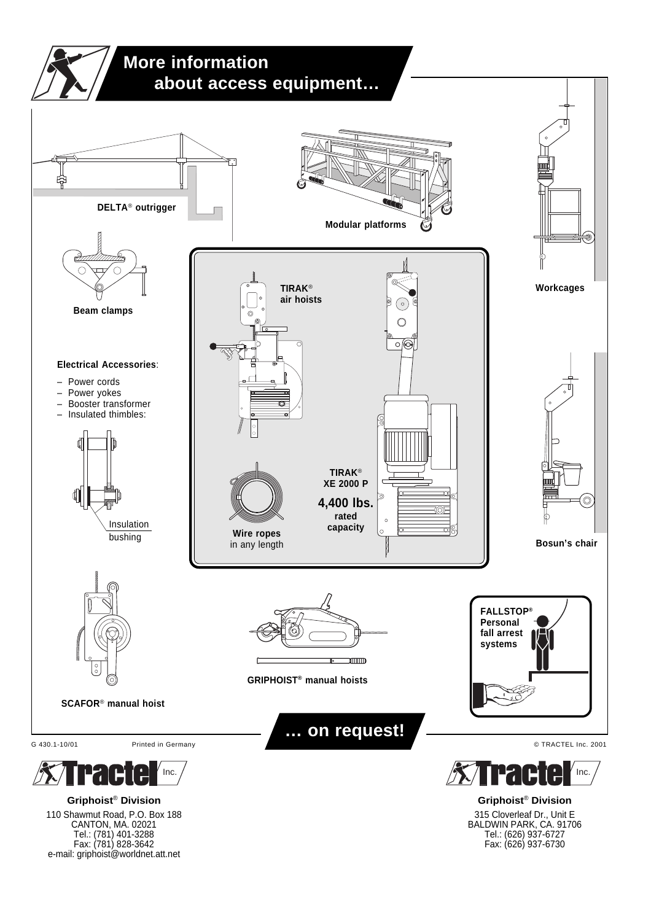# More information about access equipment…

DELTA® outrigger

Modular platforms

Workcages

Beam clamps

TIRAK® air hoists

**Electrical Accessories**:

- Power cords
- Power yokes
- Booster transformer
- Insulated thimbles:

Insulation bushing

TIRAK® XE 2000 P

**4,400 lbs.** rated capacity

**Wire ropes** in any length

Bosun's chair

FALLSTOP® Personal fall arrest systems

GRIPHOIST® manual hoists

SCAFOR® manual hoist

## … on request!

G 430.1-10/01 Printed in Germany © TRACTEL Inc. 2001

Tractel Inc.

**Griphoist® Division**

110 Shawmut Road, P.O. Box 188
CANTON, MA. 02021
Tel.: (781) 401-3288
Fax: (781) 828-3642
e-mail: griphoist@worldnet.att.net

Tractel Inc.

**Griphoist® Division**

315 Cloverleaf Dr., Unit E
BALDWIN PARK, CA. 91706
Tel.: (626) 937-6727
Fax: (626) 937-6730